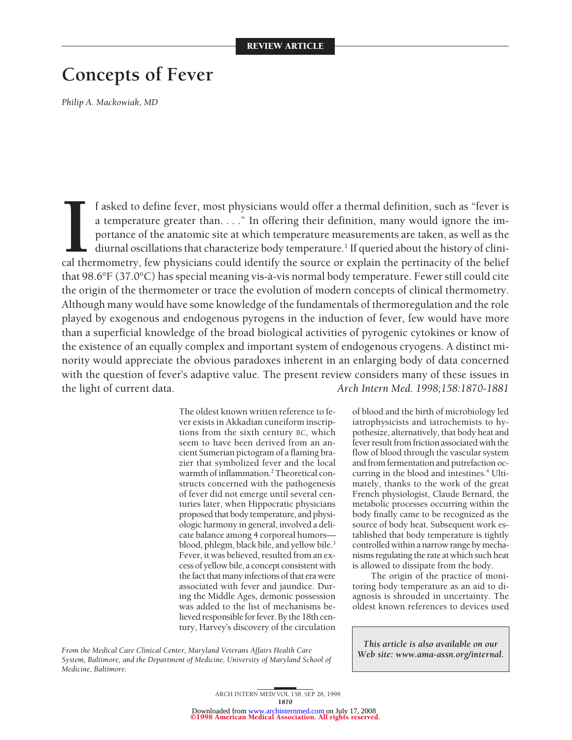REVIEW ARTICLE

# Concepts of Fever

*Philip A. Mackowiak, MD*

If asked to define fever, most physicians would offer a thermal definition, such as "fever is a temperature greater than. . . ." In offering their definition, many would ignore the importance of the anatomic site at which temperature measurements are taken, as well as the diurnal oscillations that characterize body temperature.[1] If queried about the history of clinical thermometry, few physicians could identify the source or explain the pertinacity of the belief that 98.6°F (37.0°C) has special meaning vis-à-vis normal body temperature. Fewer still could cite the origin of the thermometer or trace the evolution of modern concepts of clinical thermometry. Although many would have some knowledge of the fundamentals of thermoregulation and the role played by exogenous and endogenous pyrogens in the induction of fever, few would have more than a superficial knowledge of the broad biological activities of pyrogenic cytokines or know of the existence of an equally complex and important system of endogenous cryogens. A distinct minority would appreciate the obvious paradoxes inherent in an enlarging body of data concerned with the question of fever's adaptive value. The present review considers many of these issues in the light of current data. *Arch Intern Med. 1998;158:1870-1881*

The oldest known written reference to fever exists in Akkadian cuneiform inscriptions from the sixth century BC, which seem to have been derived from an ancient Sumerian pictogram of a flaming brazier that symbolized fever and the local warmth of inflammation.[2] Theoretical constructs concerned with the pathogenesis of fever did not emerge until several centuries later, when Hippocratic physicians proposed that body temperature, and physiologic harmony in general, involved a delicate balance among 4 corporeal humors—blood, phlegm, black bile, and yellow bile.[3] Fever, it was believed, resulted from an excess of yellow bile, a concept consistent with the fact that many infections of that era were associated with fever and jaundice. During the Middle Ages, demonic possession was added to the list of mechanisms believed responsible for fever. By the 18th century, Harvey's discovery of the circulation of blood and the birth of microbiology led iatrophysicists and iatrochemists to hypothesize, alternatively, that body heat and fever result from friction associated with the flow of blood through the vascular system and from fermentation and putrefaction occurring in the blood and intestines.[4] Ultimately, thanks to the work of the great French physiologist, Claude Bernard, the metabolic processes occurring within the body finally came to be recognized as the source of body heat. Subsequent work established that body temperature is tightly controlled within a narrow range by mechanisms regulating the rate at which such heat is allowed to dissipate from the body.

The origin of the practice of monitoring body temperature as an aid to diagnosis is shrouded in uncertainty. The oldest known references to devices used

*This article is also available on our Web site: www.ama-assn.org/internal.*

*From the Medical Care Clinical Center, Maryland Veterans Affairs Health Care System, Baltimore, and the Department of Medicine, University of Maryland School of Medicine, Baltimore.*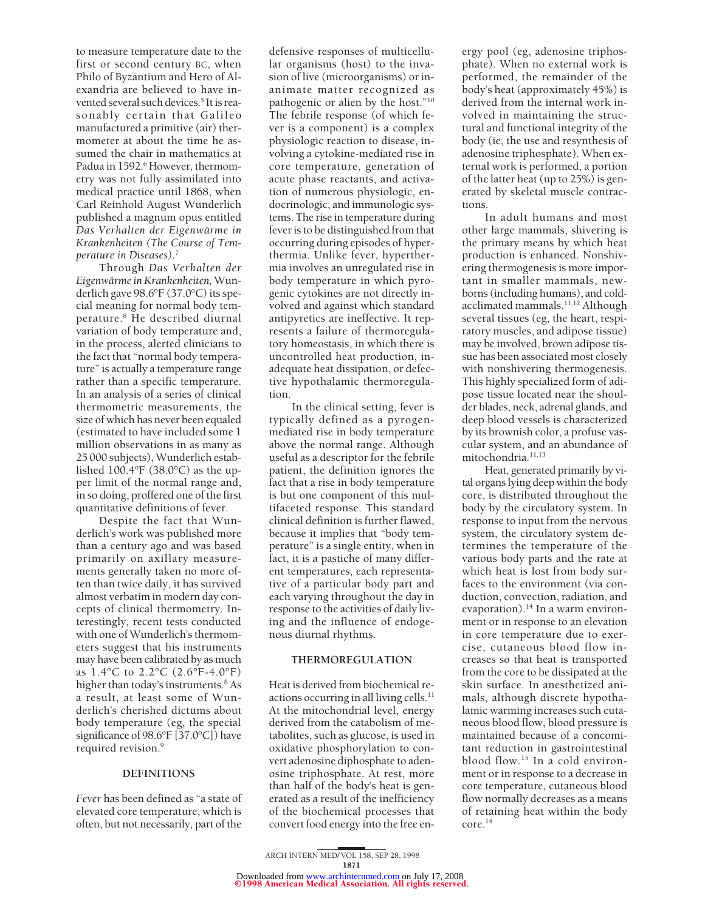to measure temperature date to the first or second century BC, when Philo of Byzantium and Hero of Alexandria are believed to have invented several such devices.[5] It is reasonably certain that Galileo manufactured a primitive (air) thermometer at about the time he assumed the chair in mathematics at Padua in 1592.[6] However, thermometry was not fully assimilated into medical practice until 1868, when Carl Reinhold August Wunderlich published a magnum opus entitled *Das Verhalten der Eigenwärme in Krankenheiten (The Course of Temperature in Diseases)*.[7]

Through *Das Verhalten der Eigenwärme in Krankenheiten,* Wunderlich gave 98.6°F (37.0°C) its special meaning for normal body temperature.[8] He described diurnal variation of body temperature and, in the process, alerted clinicians to the fact that "normal body temperature" is actually a temperature range rather than a specific temperature. In an analysis of a series of clinical thermometric measurements, the size of which has never been equaled (estimated to have included some 1 million observations in as many as 25 000 subjects), Wunderlich established 100.4°F (38.0°C) as the upper limit of the normal range and, in so doing, proffered one of the first quantitative definitions of fever.

Despite the fact that Wunderlich's work was published more than a century ago and was based primarily on axillary measurements generally taken no more often than twice daily, it has survived almost verbatim in modern day concepts of clinical thermometry. Interestingly, recent tests conducted with one of Wunderlich's thermometers suggest that his instruments may have been calibrated by as much as 1.4°C to 2.2°C (2.6°F-4.0°F) higher than today's instruments.[8] As a result, at least some of Wunderlich's cherished dictums about body temperature (eg, the special significance of 98.6°F [37.0°C]) have required revision.[9]

## DEFINITIONS

*Fever* has been defined as "a state of elevated core temperature, which is often, but not necessarily, part of the defensive responses of multicellular organisms (host) to the invasion of live (microorganisms) or inanimate matter recognized as pathogenic or alien by the host."[10] The febrile response (of which fever is a component) is a complex physiologic reaction to disease, involving a cytokine-mediated rise in core temperature, generation of acute phase reactants, and activation of numerous physiologic, endocrinologic, and immunologic systems. The rise in temperature during fever is to be distinguished from that occurring during episodes of hyperthermia. Unlike fever, hyperthermia involves an unregulated rise in body temperature in which pyrogenic cytokines are not directly involved and against which standard antipyretics are ineffective. It represents a failure of thermoregulatory homeostasis, in which there is uncontrolled heat production, inadequate heat dissipation, or defective hypothalamic thermoregulation.

In the clinical setting, fever is typically defined as a pyrogen-mediated rise in body temperature above the normal range. Although useful as a descriptor for the febrile patient, the definition ignores the fact that a rise in body temperature is but one component of this multifaceted response. This standard clinical definition is further flawed, because it implies that "body temperature" is a single entity, when in fact, it is a pastiche of many different temperatures, each representative of a particular body part and each varying throughout the day in response to the activities of daily living and the influence of endogenous diurnal rhythms.

## THERMOREGULATION

Heat is derived from biochemical reactions occurring in all living cells.[11] At the mitochondrial level, energy derived from the catabolism of metabolites, such as glucose, is used in oxidative phosphorylation to convert adenosine diphosphate to adenosine triphosphate. At rest, more than half of the body's heat is generated as a result of the inefficiency of the biochemical processes that convert food energy into the free energy pool (eg, adenosine triphosphate). When no external work is performed, the remainder of the body's heat (approximately 45%) is derived from the internal work involved in maintaining the structural and functional integrity of the body (ie, the use and resynthesis of adenosine triphosphate). When external work is performed, a portion of the latter heat (up to 25%) is generated by skeletal muscle contractions.

In adult humans and most other large mammals, shivering is the primary means by which heat production is enhanced. Nonshivering thermogenesis is more important in smaller mammals, newborns (including humans), and cold-acclimated mammals.[11,12] Although several tissues (eg, the heart, respiratory muscles, and adipose tissue) may be involved, brown adipose tissue has been associated most closely with nonshivering thermogenesis. This highly specialized form of adipose tissue located near the shoulder blades, neck, adrenal glands, and deep blood vessels is characterized by its brownish color, a profuse vascular system, and an abundance of mitochondria.[11,13]

Heat, generated primarily by vital organs lying deep within the body core, is distributed throughout the body by the circulatory system. In response to input from the nervous system, the circulatory system determines the temperature of the various body parts and the rate at which heat is lost from body surfaces to the environment (via conduction, convection, radiation, and evaporation).[14] In a warm environment or in response to an elevation in core temperature due to exercise, cutaneous blood flow increases so that heat is transported from the core to be dissipated at the skin surface. In anesthetized animals, although discrete hypothalamic warming increases such cutaneous blood flow, blood pressure is maintained because of a concomitant reduction in gastrointestinal blood flow.[15] In a cold environment or in response to a decrease in core temperature, cutaneous blood flow normally decreases as a means of retaining heat within the body core.[14]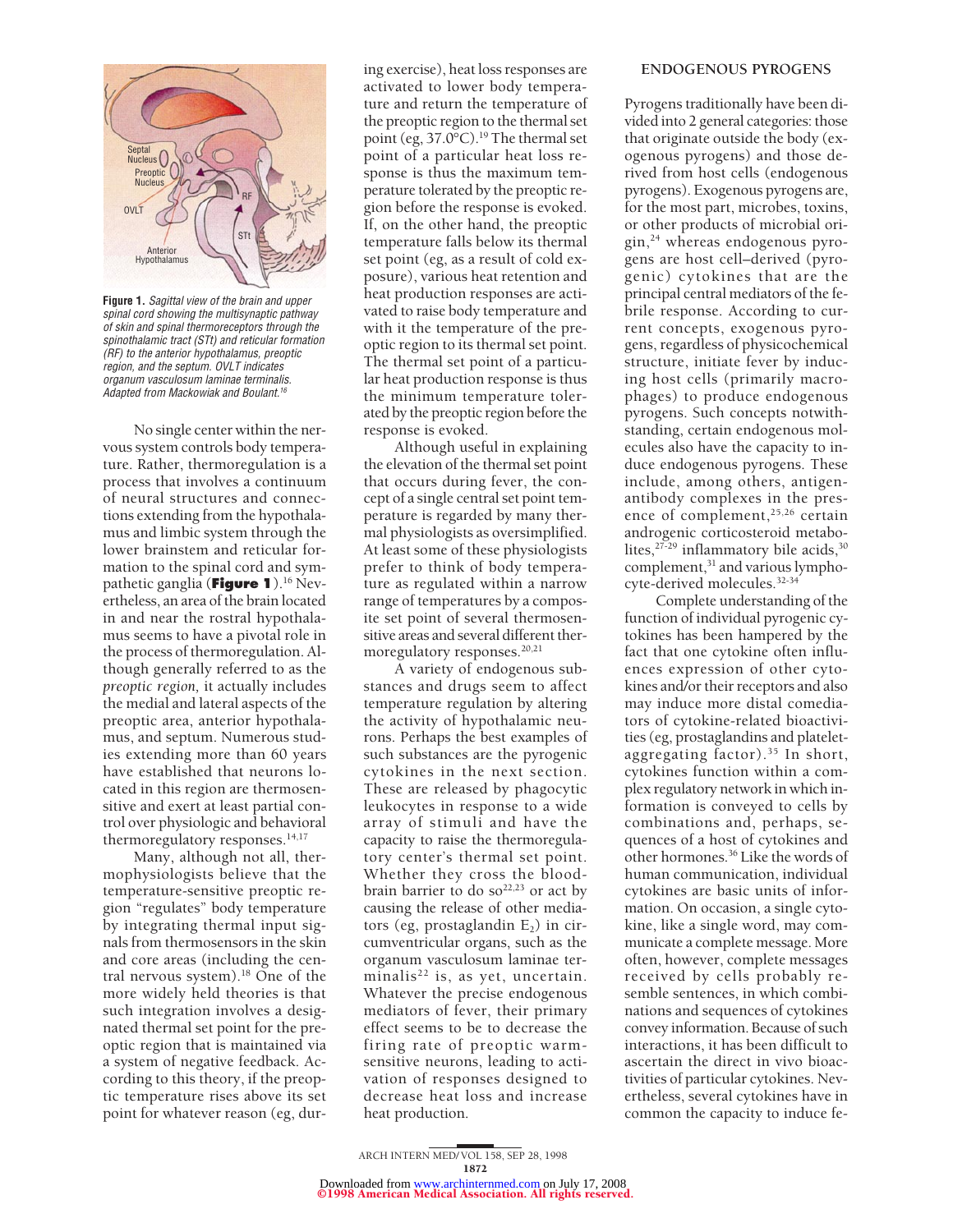**Figure 1.** *Sagittal view of the brain and upper spinal cord showing the multisynaptic pathway of skin and spinal thermoreceptors through the spinothalamic tract (STt) and reticular formation (RF) to the anterior hypothalamus, preoptic region, and the septum. OVLT indicates organum vasculosum laminae terminalis. Adapted from Mackowiak and Boulant.*[16]

No single center within the nervous system controls body temperature. Rather, thermoregulation is a process that involves a continuum of neural structures and connections extending from the hypothalamus and limbic system through the lower brainstem and reticular formation to the spinal cord and sympathetic ganglia (**Figure 1**).[16] Nevertheless, an area of the brain located in and near the rostral hypothalamus seems to have a pivotal role in the process of thermoregulation. Although generally referred to as the *preoptic region*, it actually includes the medial and lateral aspects of the preoptic area, anterior hypothalamus, and septum. Numerous studies extending more than 60 years have established that neurons located in this region are thermosensitive and exert at least partial control over physiologic and behavioral thermoregulatory responses.[14,17]

Many, although not all, thermophysiologists believe that the temperature-sensitive preoptic region "regulates" body temperature by integrating thermal input signals from thermosensors in the skin and core areas (including the central nervous system).[18] One of the more widely held theories is that such integration involves a designated thermal set point for the preoptic region that is maintained via a system of negative feedback. According to this theory, if the preoptic temperature rises above its set point for whatever reason (eg, during exercise), heat loss responses are activated to lower body temperature and return the temperature of the preoptic region to the thermal set point (eg, 37.0°C).[19] The thermal set point of a particular heat loss response is thus the maximum temperature tolerated by the preoptic region before the response is evoked. If, on the other hand, the preoptic temperature falls below its thermal set point (eg, as a result of cold exposure), various heat retention and heat production responses are activated to raise body temperature and with it the temperature of the preoptic region to its thermal set point. The thermal set point of a particular heat production response is thus the minimum temperature tolerated by the preoptic region before the response is evoked.

Although useful in explaining the elevation of the thermal set point that occurs during fever, the concept of a single central set point temperature is regarded by many thermal physiologists as oversimplified. At least some of these physiologists prefer to think of body temperature as regulated within a narrow range of temperatures by a composite set point of several thermosensitive areas and several different thermoregulatory responses.[20,21]

A variety of endogenous substances and drugs seem to affect temperature regulation by altering the activity of hypothalamic neurons. Perhaps the best examples of such substances are the pyrogenic cytokines in the next section. These are released by phagocytic leukocytes in response to a wide array of stimuli and have the capacity to raise the thermoregulatory center's thermal set point. Whether they cross the blood-brain barrier to do so[22,23] or act by causing the release of other mediators (eg, prostaglandin $E_2$) in circumventricular organs, such as the organum vasculosum laminae terminalis[22] is, as yet, uncertain. Whatever the precise endogenous mediators of fever, their primary effect seems to be to decrease the firing rate of preoptic warm-sensitive neurons, leading to activation of responses designed to decrease heat loss and increase heat production.

## ENDOGENOUS PYROGENS

Pyrogens traditionally have been divided into 2 general categories: those that originate outside the body (exogenous pyrogens) and those derived from host cells (endogenous pyrogens). Exogenous pyrogens are, for the most part, microbes, toxins, or other products of microbial origin,[24] whereas endogenous pyrogens are host cell–derived (pyrogenic) cytokines that are the principal central mediators of the febrile response. According to current concepts, exogenous pyrogens, regardless of physicochemical structure, initiate fever by inducing host cells (primarily macrophages) to produce endogenous pyrogens. Such concepts notwithstanding, certain endogenous molecules also have the capacity to induce endogenous pyrogens. These include, among others, antigen-antibody complexes in the presence of complement,[25,26] certain androgenic corticosteroid metabolites,[27-29] inflammatory bile acids,[30] complement,[31] and various lymphocyte-derived molecules.[32-34]

Complete understanding of the function of individual pyrogenic cytokines has been hampered by the fact that one cytokine often influences expression of other cytokines and/or their receptors and also may induce more distal comediators of cytokine-related bioactivities (eg, prostaglandins and platelet-aggregating factor).[35] In short, cytokines function within a complex regulatory network in which information is conveyed to cells by combinations and, perhaps, sequences of a host of cytokines and other hormones.[36] Like the words of human communication, individual cytokines are basic units of information. On occasion, a single cytokine, like a single word, may communicate a complete message. More often, however, complete messages received by cells probably resemble sentences, in which combinations and sequences of cytokines convey information. Because of such interactions, it has been difficult to ascertain the direct in vivo bioactivities of particular cytokines. Nevertheless, several cytokines have in common the capacity to induce fe-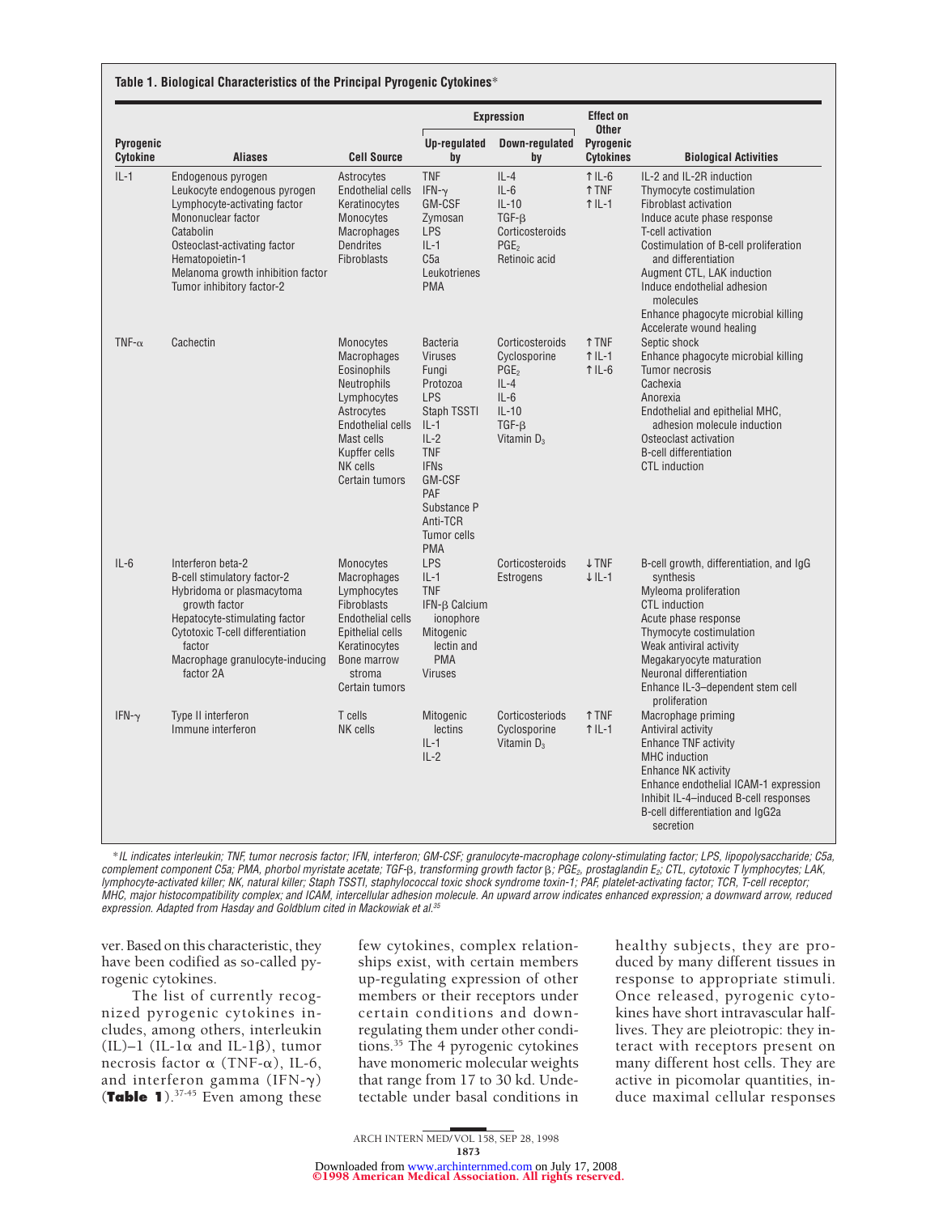**Table 1. Biological Characteristics of the Principal Pyrogenic Cytokines***

| Pyrogenic Cytokine | Aliases | Cell Source | Expression: Up-regulated by | Expression: Down-regulated by | Effect on Other Pyrogenic Cytokines | Biological Activities |
|---|---|---|---|---|---|---|
| IL-1 | Endogenous pyrogen<br>Leukocyte endogenous pyrogen<br>Lymphocyte-activating factor<br>Mononuclear factor<br>Catabolin<br>Osteoclast-activating factor<br>Hematopoietin-1<br>Melanoma growth inhibition factor<br>Tumor inhibitory factor-2 | Astrocytes<br>Endothelial cells<br>Keratinocytes<br>Monocytes<br>Macrophages<br>Dendrites<br>Fibroblasts | TNF<br>IFN-γ<br>GM-CSF<br>Zymosan<br>LPS<br>IL-1<br>C5a<br>Leukotrienes<br>PMA | IL-4<br>IL-6<br>IL-10<br>TGF-β<br>Corticosteroids<br>$PGE_2$<br>Retinoic acid | ↑IL-6<br>↑TNF<br>↑IL-1 | IL-2 and IL-2R induction<br>Thymocyte costimulation<br>Fibroblast activation<br>Induce acute phase response<br>T-cell activation<br>Costimulation of B-cell proliferation and differentiation<br>Augment CTL, LAK induction<br>Induce endothelial adhesion molecules<br>Enhance phagocyte microbial killing<br>Accelerate wound healing |
| TNF-α | Cachectin | Monocytes<br>Macrophages<br>Eosinophils<br>Neutrophils<br>Lymphocytes<br>Astrocytes<br>Endothelial cells<br>Mast cells<br>Kupffer cells<br>NK cells<br>Certain tumors | Bacteria<br>Viruses<br>Fungi<br>Protozoa<br>LPS<br>Staph TSSTI<br>IL-1<br>IL-2<br>TNF<br>IFNs<br>GM-CSF<br>PAF<br>Substance P<br>Anti-TCR<br>Tumor cells<br>PMA | Corticosteroids<br>Cyclosporine<br>$PGE_2$<br>IL-4<br>IL-6<br>IL-10<br>TGF-β<br>Vitamin $D_3$ | ↑TNF<br>↑IL-1<br>↑IL-6 | Septic shock<br>Enhance phagocyte microbial killing<br>Tumor necrosis<br>Cachexia<br>Anorexia<br>Endothelial and epithelial MHC, adhesion molecule induction<br>Osteoclast activation<br>B-cell differentiation<br>CTL induction |
| IL-6 | Interferon beta-2<br>B-cell stimulatory factor-2<br>Hybridoma or plasmacytoma growth factor<br>Hepatocyte-stimulating factor<br>Cytotoxic T-cell differentiation factor<br>Macrophage granulocyte-inducing factor 2A | Monocytes<br>Macrophages<br>Lymphocytes<br>Fibroblasts<br>Endothelial cells<br>Epithelial cells<br>Keratinocytes<br>Bone marrow stroma<br>Certain tumors | LPS<br>IL-1<br>TNF<br>IFN-β Calcium ionophore<br>Mitogenic lectin and PMA<br>Viruses | Corticosteroids<br>Estrogens | ↓TNF<br>↓IL-1 | B-cell growth, differentiation, and IgG synthesis<br>Myleoma proliferation<br>CTL induction<br>Acute phase response<br>Thymocyte costimulation<br>Weak antiviral activity<br>Megakaryocyte maturation<br>Neuronal differentiation<br>Enhance IL-3–dependent stem cell proliferation |
| IFN-γ | Type II interferon<br>Immune interferon | T cells<br>NK cells | Mitogenic lectins<br>IL-1<br>IL-2 | Corticosteriods<br>Cyclosporine<br>Vitamin $D_3$ | ↑TNF<br>↑IL-1 | Macrophage priming<br>Antiviral activity<br>Enhance TNF activity<br>MHC induction<br>Enhance NK activity<br>Enhance endothelial ICAM-1 expression<br>Inhibit IL-4–induced B-cell responses<br>B-cell differentiation and IgG2a secretion |

**IL indicates interleukin; TNF, tumor necrosis factor; IFN, interferon; GM-CSF; granulocyte-macrophage colony-stimulating factor; LPS, lipopolysaccharide; C5a, complement component C5a; PMA, phorbol myristate acetate; TGF-β, transforming growth factor β; $PGE_2$, prostaglandin $E_2$; CTL, cytotoxic T lymphocytes; LAK, lymphocyte-activated killer; NK, natural killer; Staph TSSTI, staphylococcal toxic shock syndrome toxin-1; PAF, platelet-activating factor; TCR, T-cell receptor; MHC, major histocompatibility complex; and ICAM, intercellular adhesion molecule. An upward arrow indicates enhanced expression; a downward arrow, reduced expression. Adapted from Hasday and Goldblum cited in Mackowiak et al.[35]*

ver. Based on this characteristic, they have been codified as so-called pyrogenic cytokines.

The list of currently recognized pyrogenic cytokines includes, among others, interleukin (IL)–1 (IL-1α and IL-1β), tumor necrosis factor α (TNF-α), IL-6, and interferon gamma (IFN-γ) (**Table 1**).[37-45] Even among these few cytokines, complex relationships exist, with certain members up-regulating expression of other members or their receptors under certain conditions and down-regulating them under other conditions.[35] The 4 pyrogenic cytokines have monomeric molecular weights that range from 17 to 30 kd. Undetectable under basal conditions in healthy subjects, they are produced by many different tissues in response to appropriate stimuli. Once released, pyrogenic cytokines have short intravascular half-lives. They are pleiotropic: they interact with receptors present on many different host cells. They are active in picomolar quantities, induce maximal cellular responses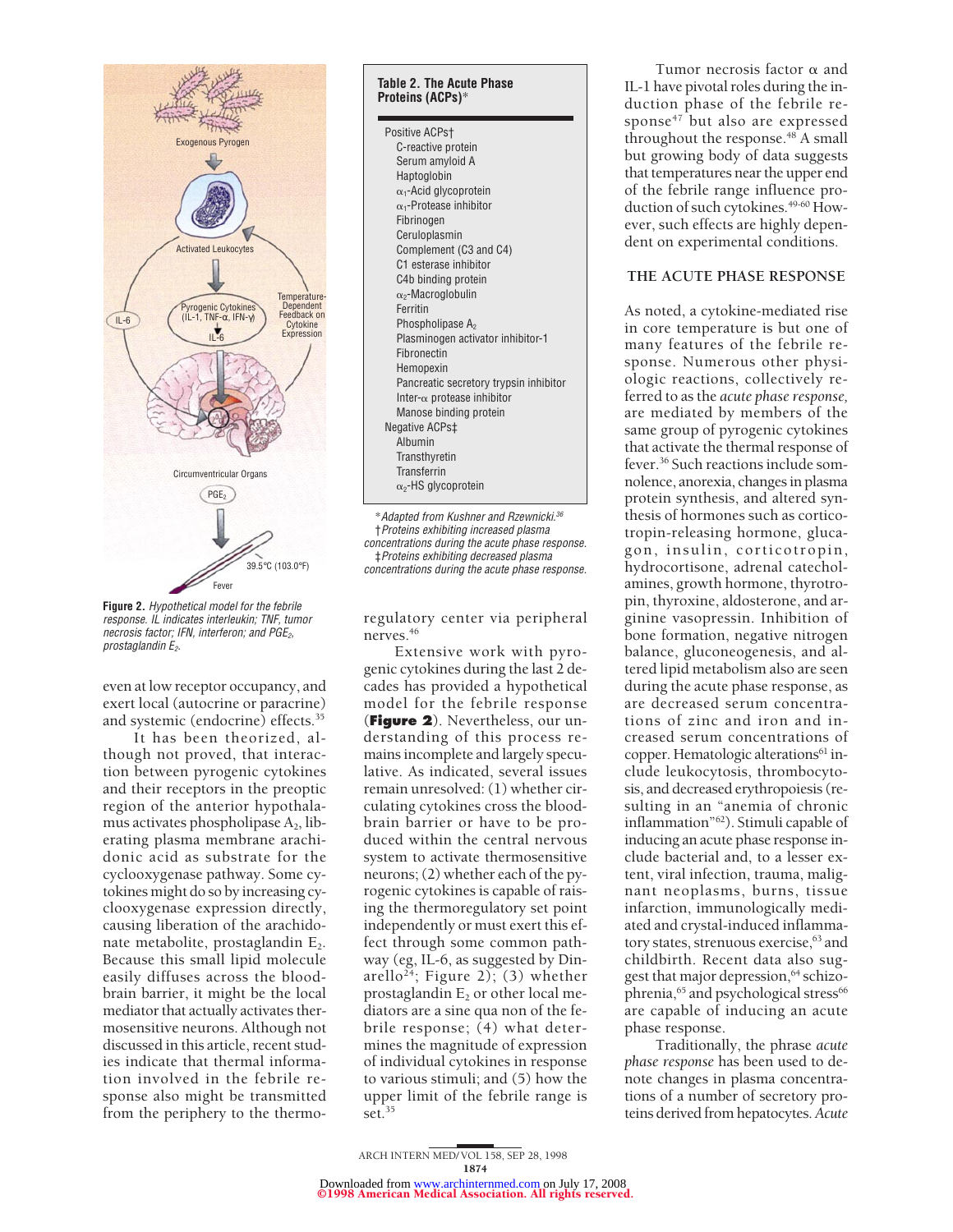Figure 2. *Hypothetical model for the febrile response. IL indicates interleukin; TNF, tumor necrosis factor; IFN, interferon; and $PGE_2$, prostaglandin $E_2$.*

even at low receptor occupancy, and exert local (autocrine or paracrine) and systemic (endocrine) effects.[35]

It has been theorized, although not proved, that interaction between pyrogenic cytokines and their receptors in the preoptic region of the anterior hypothalamus activates phospholipase $A_2$, liberating plasma membrane arachidonic acid as substrate for the cyclooxygenase pathway. Some cytokines might do so by increasing cyclooxygenase expression directly, causing liberation of the arachidonate metabolite, prostaglandin $E_2$. Because this small lipid molecule easily diffuses across the blood-brain barrier, it might be the local mediator that actually activates thermosensitive neurons. Although not discussed in this article, recent studies indicate that thermal information involved in the febrile response also might be transmitted from the periphery to the thermoregulatory center via peripheral nerves.[46]

| Table 2. The Acute Phase Proteins (ACPs)* |
|---|
| Positive ACPs† |
| C-reactive protein |
| Serum amyloid A |
| Haptoglobin |
| $\alpha_1$-Acid glycoprotein |
| $\alpha_1$-Protease inhibitor |
| Fibrinogen |
| Ceruloplasmin |
| Complement (C3 and C4) |
| C1 esterase inhibitor |
| C4b binding protein |
| $\alpha_2$-Macroglobulin |
| Ferritin |
| Phospholipase $A_2$ |
| Plasminogen activator inhibitor-1 |
| Fibronectin |
| Hemopexin |
| Pancreatic secretory trypsin inhibitor |
| Inter-$\alpha$ protease inhibitor |
| Manose binding protein |
| Negative ACPs‡ |
| Albumin |
| Transthyretin |
| Transferrin |
| $\alpha_2$-HS glycoprotein |

*Adapted from Kushner and Rzewnicki.[36]
†Proteins exhibiting increased plasma concentrations during the acute phase response.
‡Proteins exhibiting decreased plasma concentrations during the acute phase response.

Extensive work with pyrogenic cytokines during the last 2 decades has provided a hypothetical model for the febrile response (**Figure 2**). Nevertheless, our understanding of this process remains incomplete and largely speculative. As indicated, several issues remain unresolved: (1) whether circulating cytokines cross the blood-brain barrier or have to be produced within the central nervous system to activate thermosensitive neurons; (2) whether each of the pyrogenic cytokines is capable of raising the thermoregulatory set point independently or must exert this effect through some common pathway (eg, IL-6, as suggested by Dinarello[24]; Figure 2); (3) whether prostaglandin $E_2$ or other local mediators are a sine qua non of the febrile response; (4) what determines the magnitude of expression of individual cytokines in response to various stimuli; and (5) how the upper limit of the febrile range is set.[35]

Tumor necrosis factor $\alpha$ and IL-1 have pivotal roles during the induction phase of the febrile response[47] but also are expressed throughout the response.[48] A small but growing body of data suggests that temperatures near the upper end of the febrile range influence production of such cytokines.[49-60] However, such effects are highly dependent on experimental conditions.

## THE ACUTE PHASE RESPONSE

As noted, a cytokine-mediated rise in core temperature is but one of many features of the febrile response. Numerous other physiologic reactions, collectively referred to as the *acute phase response,* are mediated by members of the same group of pyrogenic cytokines that activate the thermal response of fever.[36] Such reactions include somnolence, anorexia, changes in plasma protein synthesis, and altered synthesis of hormones such as corticotropin-releasing hormone, glucagon, insulin, corticotropin, hydrocortisone, adrenal catecholamines, growth hormone, thyrotropin, thyroxine, aldosterone, and arginine vasopressin. Inhibition of bone formation, negative nitrogen balance, gluconeogenesis, and altered lipid metabolism also are seen during the acute phase response, as are decreased serum concentrations of zinc and iron and increased serum concentrations of copper. Hematologic alterations[61] include leukocytosis, thrombocytosis, and decreased erythropoiesis (resulting in an "anemia of chronic inflammation"[62]). Stimuli capable of inducing an acute phase response include bacterial and, to a lesser extent, viral infection, trauma, malignant neoplasms, burns, tissue infarction, immunologically mediated and crystal-induced inflammatory states, strenuous exercise,[63] and childbirth. Recent data also suggest that major depression,[64] schizophrenia,[65] and psychological stress[66] are capable of inducing an acute phase response.

Traditionally, the phrase *acute phase response* has been used to denote changes in plasma concentrations of a number of secretory proteins derived from hepatocytes. *Acute*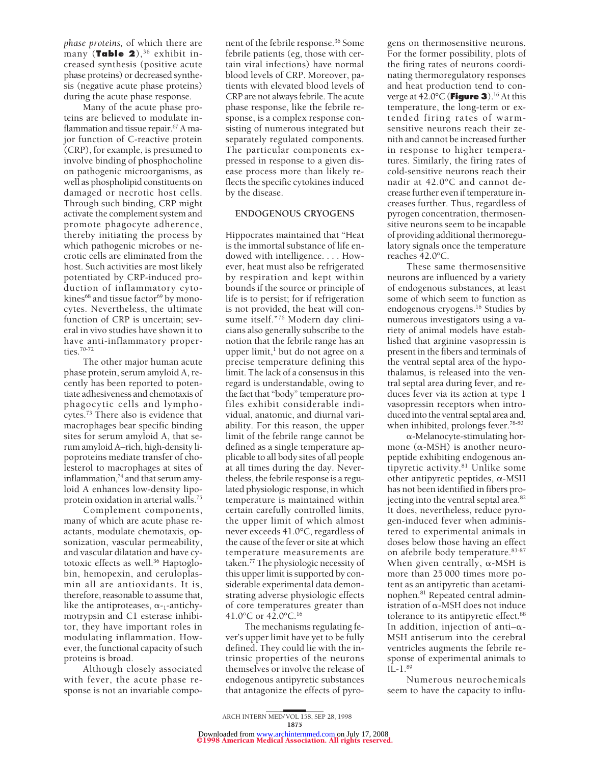*phase proteins,* of which there are many (**Table 2**),[36] exhibit increased synthesis (positive acute phase proteins) or decreased synthesis (negative acute phase proteins) during the acute phase response.

Many of the acute phase proteins are believed to modulate inflammation and tissue repair.[67] A major function of C-reactive protein (CRP), for example, is presumed to involve binding of phosphocholine on pathogenic microorganisms, as well as phospholipid constituents on damaged or necrotic host cells. Through such binding, CRP might activate the complement system and promote phagocyte adherence, thereby initiating the process by which pathogenic microbes or necrotic cells are eliminated from the host. Such activities are most likely potentiated by CRP-induced production of inflammatory cytokines[68] and tissue factor[69] by monocytes. Nevertheless, the ultimate function of CRP is uncertain; several in vivo studies have shown it to have anti-inflammatory properties.[70-72]

The other major human acute phase protein, serum amyloid A, recently has been reported to potentiate adhesiveness and chemotaxis of phagocytic cells and lymphocytes.[73] There also is evidence that macrophages bear specific binding sites for serum amyloid A, that serum amyloid A–rich, high-density lipoproteins mediate transfer of cholesterol to macrophages at sites of inflammation,[74] and that serum amyloid A enhances low-density lipoprotein oxidation in arterial walls.[75]

Complement components, many of which are acute phase reactants, modulate chemotaxis, opsonization, vascular permeability, and vascular dilatation and have cytotoxic effects as well.[36] Haptoglobin, hemopexin, and ceruloplasmin all are antioxidants. It is, therefore, reasonable to assume that, like the antiproteases, $\alpha_1$-antichymotrypsin and C1 esterase inhibitor, they have important roles in modulating inflammation. However, the functional capacity of such proteins is broad.

Although closely associated with fever, the acute phase response is not an invariable component of the febrile response.[36] Some febrile patients (eg, those with certain viral infections) have normal blood levels of CRP. Moreover, patients with elevated blood levels of CRP are not always febrile. The acute phase response, like the febrile response, is a complex response consisting of numerous integrated but separately regulated components. The particular components expressed in response to a given disease process more than likely reflects the specific cytokines induced by the disease.

## ENDOGENOUS CRYOGENS

Hippocrates maintained that "Heat is the immortal substance of life endowed with intelligence. . . . However, heat must also be refrigerated by respiration and kept within bounds if the source or principle of life is to persist; for if refrigeration is not provided, the heat will consume itself."[76] Modern day clinicians also generally subscribe to the notion that the febrile range has an upper limit,[1] but do not agree on a precise temperature defining this limit. The lack of a consensus in this regard is understandable, owing to the fact that "body" temperature profiles exhibit considerable individual, anatomic, and diurnal variability. For this reason, the upper limit of the febrile range cannot be defined as a single temperature applicable to all body sites of all people at all times during the day. Nevertheless, the febrile response is a regulated physiologic response, in which temperature is maintained within certain carefully controlled limits, the upper limit of which almost never exceeds 41.0°C, regardless of the cause of the fever or site at which temperature measurements are taken.[77] The physiologic necessity of this upper limit is supported by considerable experimental data demonstrating adverse physiologic effects of core temperatures greater than 41.0°C or 42.0°C.[16]

The mechanisms regulating fever's upper limit have yet to be fully defined. They could lie with the intrinsic properties of the neurons themselves or involve the release of endogenous antipyretic substances that antagonize the effects of pyrogens on thermosensitive neurons. For the former possibility, plots of the firing rates of neurons coordinating thermoregulatory responses and heat production tend to converge at 42.0°C (**Figure 3**).[16] At this temperature, the long-term or extended firing rates of warm-sensitive neurons reach their zenith and cannot be increased further in response to higher temperatures. Similarly, the firing rates of cold-sensitive neurons reach their nadir at 42.0°C and cannot decrease further even if temperature increases further. Thus, regardless of pyrogen concentration, thermosensitive neurons seem to be incapable of providing additional thermoregulatory signals once the temperature reaches 42.0°C.

These same thermosensitive neurons are influenced by a variety of endogenous substances, at least some of which seem to function as endogenous cryogens.[16] Studies by numerous investigators using a variety of animal models have established that arginine vasopressin is present in the fibers and terminals of the ventral septal area of the hypothalamus, is released into the ventral septal area during fever, and reduces fever via its action at type 1 vasopressin receptors when introduced into the ventral septal area and, when inhibited, prolongs fever.[78-80]

α-Melanocyte-stimulating hormone (α-MSH) is another neuropeptide exhibiting endogenous antipyretic activity.[81] Unlike some other antipyretic peptides, α-MSH has not been identified in fibers projecting into the ventral septal area.[82] It does, nevertheless, reduce pyrogen-induced fever when administered to experimental animals in doses below those having an effect on afebrile body temperature.[83-87] When given centrally, α-MSH is more than 25 000 times more potent as an antipyretic than acetaminophen.[81] Repeated central administration of α-MSH does not induce tolerance to its antipyretic effect.[88] In addition, injection of anti–α-MSH antiserum into the cerebral ventricles augments the febrile response of experimental animals to IL-1.[89]

Numerous neurochemicals seem to have the capacity to influ-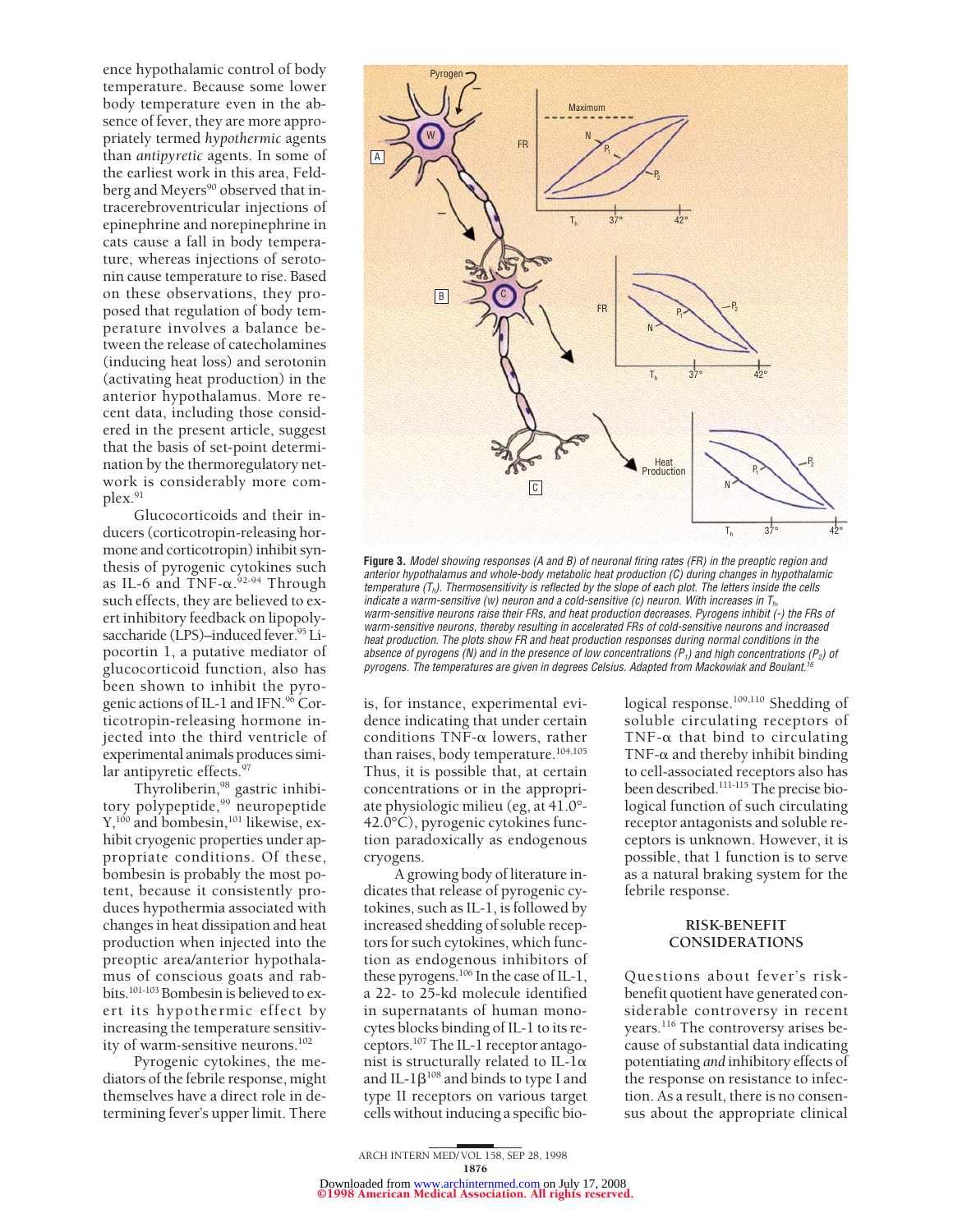ence hypothalamic control of body temperature. Because some lower body temperature even in the absence of fever, they are more appropriately termed *hypothermic* agents than *antipyretic* agents. In some of the earliest work in this area, Feldberg and Meyers[90] observed that intracerebroventricular injections of epinephrine and norepinephrine in cats cause a fall in body temperature, whereas injections of serotonin cause temperature to rise. Based on these observations, they proposed that regulation of body temperature involves a balance between the release of catecholamines (inducing heat loss) and serotonin (activating heat production) in the anterior hypothalamus. More recent data, including those considered in the present article, suggest that the basis of set-point determination by the thermoregulatory network is considerably more complex.[91]

Glucocorticoids and their inducers (corticotropin-releasing hormone and corticotropin) inhibit synthesis of pyrogenic cytokines such as IL-6 and TNF-α.[92-94] Through such effects, they are believed to exert inhibitory feedback on lipopolysaccharide (LPS)–induced fever.[95] Lipocortin 1, a putative mediator of glucocorticoid function, also has been shown to inhibit the pyrogenic actions of IL-1 and IFN.[96] Corticotropin-releasing hormone injected into the third ventricle of experimental animals produces similar antipyretic effects.[97]

Thyroliberin,[98] gastric inhibitory polypeptide,[99] neuropeptide Y,[100] and bombesin,[101] likewise, exhibit cryogenic properties under appropriate conditions. Of these, bombesin is probably the most potent, because it consistently produces hypothermia associated with changes in heat dissipation and heat production when injected into the preoptic area/anterior hypothalamus of conscious goats and rabbits.[101-103] Bombesin is believed to exert its hypothermic effect by increasing the temperature sensitivity of warm-sensitive neurons.[102]

Pyrogenic cytokines, the mediators of the febrile response, might themselves have a direct role in determining fever's upper limit. There is, for instance, experimental evidence indicating that under certain conditions TNF-α lowers, rather than raises, body temperature.[104,105] Thus, it is possible that, at certain concentrations or in the appropriate physiologic milieu (eg, at 41.0°-42.0°C), pyrogenic cytokines function paradoxically as endogenous cryogens.

A growing body of literature indicates that release of pyrogenic cytokines, such as IL-1, is followed by increased shedding of soluble receptors for such cytokines, which function as endogenous inhibitors of these pyrogens.[106] In the case of IL-1, a 22- to 25-kd molecule identified in supernatants of human monocytes blocks binding of IL-1 to its receptors.[107] The IL-1 receptor antagonist is structurally related to IL-1α and IL-1β[108] and binds to type I and type II receptors on various target cells without inducing a specific biological response.[109,110] Shedding of soluble circulating receptors of TNF-α that bind to circulating TNF-α and thereby inhibit binding to cell-associated receptors also has been described.[111-115] The precise biological function of such circulating receptor antagonists and soluble receptors is unknown. However, it is possible, that 1 function is to serve as a natural braking system for the febrile response.

**Figure 3.** *Model showing responses (A and B) of neuronal firing rates (FR) in the preoptic region and anterior hypothalamus and whole-body metabolic heat production (C) during changes in hypothalamic temperature ($T_h$). Thermosensitivity is reflected by the slope of each plot. The letters inside the cells indicate a warm-sensitive (w) neuron and a cold-sensitive (c) neuron. With increases in $T_h$, warm-sensitive neurons raise their FRs, and heat production decreases. Pyrogens inhibit (-) the FRs of warm-sensitive neurons, thereby resulting in accelerated FRs of cold-sensitive neurons and increased heat production. The plots show FR and heat production responses during normal conditions in the absence of pyrogens (N) and in the presence of low concentrations ($P_1$) and high concentrations ($P_2$) of pyrogens. The temperatures are given in degrees Celsius. Adapted from Mackowiak and Boulant.[16]*

## RISK-BENEFIT CONSIDERATIONS

Questions about fever's risk-benefit quotient have generated considerable controversy in recent years.[116] The controversy arises because of substantial data indicating potentiating *and* inhibitory effects of the response on resistance to infection. As a result, there is no consensus about the appropriate clinical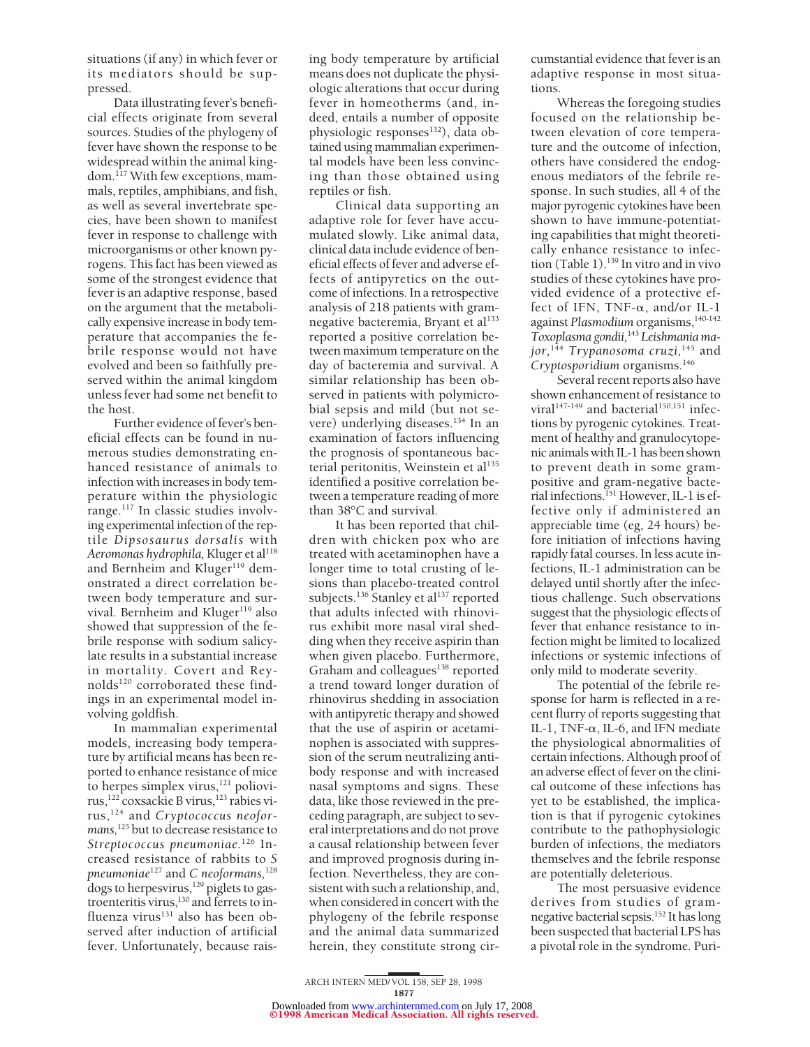situations (if any) in which fever or its mediators should be suppressed.

Data illustrating fever's beneficial effects originate from several sources. Studies of the phylogeny of fever have shown the response to be widespread within the animal kingdom.[117] With few exceptions, mammals, reptiles, amphibians, and fish, as well as several invertebrate species, have been shown to manifest fever in response to challenge with microorganisms or other known pyrogens. This fact has been viewed as some of the strongest evidence that fever is an adaptive response, based on the argument that the metabolically expensive increase in body temperature that accompanies the febrile response would not have evolved and been so faithfully preserved within the animal kingdom unless fever had some net benefit to the host.

Further evidence of fever's beneficial effects can be found in numerous studies demonstrating enhanced resistance of animals to infection with increases in body temperature within the physiologic range.[117] In classic studies involving experimental infection of the reptile *Dipsosaurus dorsalis* with *Aeromonas hydrophila*, Kluger et al[118] and Bernheim and Kluger[119] demonstrated a direct correlation between body temperature and survival. Bernheim and Kluger[119] also showed that suppression of the febrile response with sodium salicylate results in a substantial increase in mortality. Covert and Reynolds[120] corroborated these findings in an experimental model involving goldfish.

In mammalian experimental models, increasing body temperature by artificial means has been reported to enhance resistance of mice to herpes simplex virus,[121] poliovirus,[122] coxsackie B virus,[123] rabies virus,[124] and *Cryptococcus neoformans*,[125] but to decrease resistance to *Streptococcus pneumoniae*.[126] Increased resistance of rabbits to *S pneumoniae*[127] and *C neoformans*,[128] dogs to herpesvirus,[129] piglets to gastroenteritis virus,[130] and ferrets to influenza virus[131] also has been observed after induction of artificial fever. Unfortunately, because raising body temperature by artificial means does not duplicate the physiologic alterations that occur during fever in homeotherms (and, indeed, entails a number of opposite physiologic responses[132]), data obtained using mammalian experimental models have been less convincing than those obtained using reptiles or fish.

Clinical data supporting an adaptive role for fever have accumulated slowly. Like animal data, clinical data include evidence of beneficial effects of fever and adverse effects of antipyretics on the outcome of infections. In a retrospective analysis of 218 patients with gram-negative bacteremia, Bryant et al[133] reported a positive correlation between maximum temperature on the day of bacteremia and survival. A similar relationship has been observed in patients with polymicrobial sepsis and mild (but not severe) underlying diseases.[134] In an examination of factors influencing the prognosis of spontaneous bacterial peritonitis, Weinstein et al[135] identified a positive correlation between a temperature reading of more than 38°C and survival.

It has been reported that children with chicken pox who are treated with acetaminophen have a longer time to total crusting of lesions than placebo-treated control subjects.[136] Stanley et al[137] reported that adults infected with rhinovirus exhibit more nasal viral shedding when they receive aspirin than when given placebo. Furthermore, Graham and colleagues[138] reported a trend toward longer duration of rhinovirus shedding in association with antipyretic therapy and showed that the use of aspirin or acetaminophen is associated with suppression of the serum neutralizing antibody response and with increased nasal symptoms and signs. These data, like those reviewed in the preceding paragraph, are subject to several interpretations and do not prove a causal relationship between fever and improved prognosis during infection. Nevertheless, they are consistent with such a relationship, and, when considered in concert with the phylogeny of the febrile response and the animal data summarized herein, they constitute strong circumstantial evidence that fever is an adaptive response in most situations.

Whereas the foregoing studies focused on the relationship between elevation of core temperature and the outcome of infection, others have considered the endogenous mediators of the febrile response. In such studies, all 4 of the major pyrogenic cytokines have been shown to have immune-potentiating capabilities that might theoretically enhance resistance to infection (Table 1).[139] In vitro and in vivo studies of these cytokines have provided evidence of a protective effect of IFN, TNF-α, and/or IL-1 against *Plasmodium* organisms,[140-142] *Toxoplasma gondii*,[143] *Leishmania major*,[144] *Trypanosoma cruzi*,[145] and *Cryptosporidium* organisms.[146]

Several recent reports also have shown enhancement of resistance to viral[147-149] and bacterial[150,151] infections by pyrogenic cytokines. Treatment of healthy and granulocytopenic animals with IL-1 has been shown to prevent death in some gram-positive and gram-negative bacterial infections.[151] However, IL-1 is effective only if administered an appreciable time (eg, 24 hours) before initiation of infections having rapidly fatal courses. In less acute infections, IL-1 administration can be delayed until shortly after the infectious challenge. Such observations suggest that the physiologic effects of fever that enhance resistance to infection might be limited to localized infections or systemic infections of only mild to moderate severity.

The potential of the febrile response for harm is reflected in a recent flurry of reports suggesting that IL-1, TNF-α, IL-6, and IFN mediate the physiological abnormalities of certain infections. Although proof of an adverse effect of fever on the clinical outcome of these infections has yet to be established, the implication is that if pyrogenic cytokines contribute to the pathophysiologic burden of infections, the mediators themselves and the febrile response are potentially deleterious.

The most persuasive evidence derives from studies of gram-negative bacterial sepsis.[152] It has long been suspected that bacterial LPS has a pivotal role in the syndrome. Puri-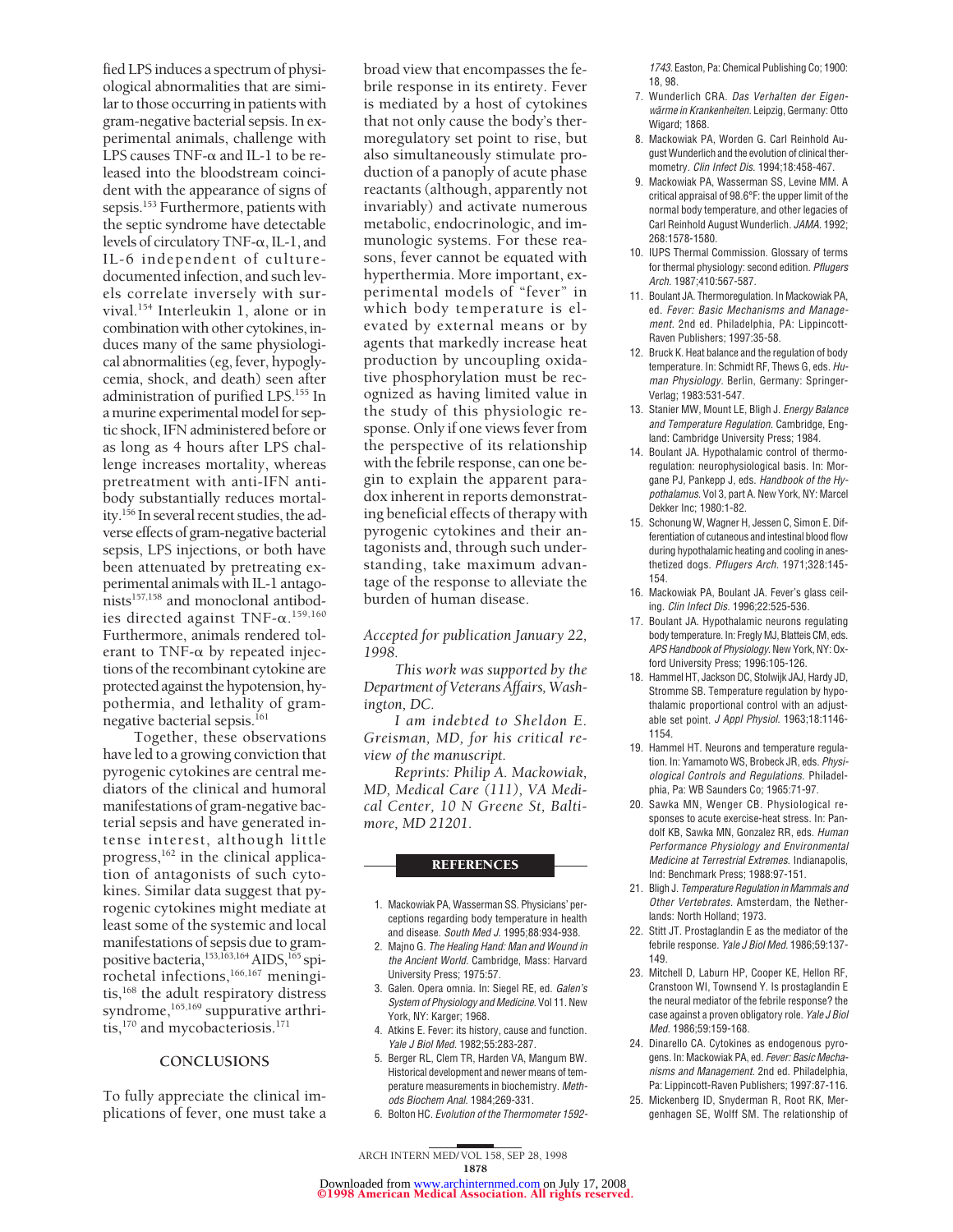fied LPS induces a spectrum of physiological abnormalities that are similar to those occurring in patients with gram-negative bacterial sepsis. In experimental animals, challenge with LPS causes TNF-α and IL-1 to be released into the bloodstream coincident with the appearance of signs of sepsis.[153] Furthermore, patients with the septic syndrome have detectable levels of circulatory TNF-α, IL-1, and IL-6 independent of culture-documented infection, and such levels correlate inversely with survival.[154] Interleukin 1, alone or in combination with other cytokines, induces many of the same physiological abnormalities (eg, fever, hypoglycemia, shock, and death) seen after administration of purified LPS.[155] In a murine experimental model for septic shock, IFN administered before or as long as 4 hours after LPS challenge increases mortality, whereas pretreatment with anti-IFN antibody substantially reduces mortality.[156] In several recent studies, the adverse effects of gram-negative bacterial sepsis, LPS injections, or both have been attenuated by pretreating experimental animals with IL-1 antagonists[157,158] and monoclonal antibodies directed against TNF-α.[159,160] Furthermore, animals rendered tolerant to TNF-α by repeated injections of the recombinant cytokine are protected against the hypotension, hypothermia, and lethality of gram-negative bacterial sepsis.[161]

Together, these observations have led to a growing conviction that pyrogenic cytokines are central mediators of the clinical and humoral manifestations of gram-negative bacterial sepsis and have generated intense interest, although little progress,[162] in the clinical application of antagonists of such cytokines. Similar data suggest that pyrogenic cytokines might mediate at least some of the systemic and local manifestations of sepsis due to gram-positive bacteria,[153,163,164] AIDS,[165] spirochetal infections,[166,167] meningitis,[168] the adult respiratory distress syndrome,[165,169] suppurative arthritis,[170] and mycobacteriosis.[171]

## CONCLUSIONS

To fully appreciate the clinical implications of fever, one must take a broad view that encompasses the febrile response in its entirety. Fever is mediated by a host of cytokines that not only cause the body's thermoregulatory set point to rise, but also simultaneously stimulate production of a panoply of acute phase reactants (although, apparently not invariably) and activate numerous metabolic, endocrinologic, and immunologic systems. For these reasons, fever cannot be equated with hyperthermia. More important, experimental models of "fever" in which body temperature is elevated by external means or by agents that markedly increase heat production by uncoupling oxidative phosphorylation must be recognized as having limited value in the study of this physiologic response. Only if one views fever from the perspective of its relationship with the febrile response, can one begin to explain the apparent paradox inherent in reports demonstrating beneficial effects of therapy with pyrogenic cytokines and their antagonists and, through such understanding, take maximum advantage of the response to alleviate the burden of human disease.

*Accepted for publication January 22, 1998.*

*This work was supported by the Department of Veterans Affairs, Washington, DC.*

*I am indebted to Sheldon E. Greisman, MD, for his critical review of the manuscript.*

*Reprints: Philip A. Mackowiak, MD, Medical Care (111), VA Medical Center, 10 N Greene St, Baltimore, MD 21201.*

## REFERENCES

1. Mackowiak PA, Wasserman SS. Physicians' perceptions regarding body temperature in health and disease. *South Med J.* 1995;88:934-938.
2. Majno G. *The Healing Hand: Man and Wound in the Ancient World.* Cambridge, Mass: Harvard University Press; 1975:57.
3. Galen. Opera omnia. In: Siegel RE, ed. *Galen's System of Physiology and Medicine.* Vol 11. New York, NY: Karger; 1968.
4. Atkins E. Fever: its history, cause and function. *Yale J Biol Med.* 1982;55:283-287.
5. Berger RL, Clem TR, Harden VA, Mangum BW. Historical development and newer means of temperature measurements in biochemistry. *Methods Biochem Anal.* 1984;269-331.
6. Bolton HC. *Evolution of the Thermometer 1592-1743.* Easton, Pa: Chemical Publishing Co; 1900: 18, 98.
7. Wunderlich CRA. *Das Verhalten der Eigenwärme in Krankenheiten.* Leipzig, Germany: Otto Wigard; 1868.
8. Mackowiak PA, Worden G. Carl Reinhold August Wunderlich and the evolution of clinical thermometry. *Clin Infect Dis.* 1994;18:458-467.
9. Mackowiak PA, Wasserman SS, Levine MM. A critical appraisal of 98.6°F: the upper limit of the normal body temperature, and other legacies of Carl Reinhold August Wunderlich. *JAMA.* 1992; 268:1578-1580.
10. IUPS Thermal Commission. Glossary of terms for thermal physiology: second edition. *Pflugers Arch.* 1987;410:567-587.
11. Boulant JA. Thermoregulation. In Mackowiak PA, ed. *Fever: Basic Mechanisms and Management.* 2nd ed. Philadelphia, PA: Lippincott-Raven Publishers; 1997:35-58.
12. Bruck K. Heat balance and the regulation of body temperature. In: Schmidt RF, Thews G, eds. *Human Physiology.* Berlin, Germany: Springer-Verlag; 1983:531-547.
13. Stanier MW, Mount LE, Bligh J. *Energy Balance and Temperature Regulation.* Cambridge, England: Cambridge University Press; 1984.
14. Boulant JA. Hypothalamic control of thermoregulation: neurophysiological basis. In: Morgane PJ, Pankepp J, eds. *Handbook of the Hypothalamus.* Vol 3, part A. New York, NY: Marcel Dekker Inc; 1980:1-82.
15. Schonung W, Wagner H, Jessen C, Simon E. Differentiation of cutaneous and intestinal blood flow during hypothalamic heating and cooling in anesthetized dogs. *Pflugers Arch.* 1971;328:145-154.
16. Mackowiak PA, Boulant JA. Fever's glass ceiling. *Clin Infect Dis.* 1996;22:525-536.
17. Boulant JA. Hypothalamic neurons regulating body temperature. In: Fregly MJ, Blatteis CM, eds. *APS Handbook of Physiology.* New York, NY: Oxford University Press; 1996:105-126.
18. Hammel HT, Jackson DC, Stolwijk JAJ, Hardy JD, Stromme SB. Temperature regulation by hypothalamic proportional control with an adjustable set point. *J Appl Physiol.* 1963;18:1146-1154.
19. Hammel HT. Neurons and temperature regulation. In: Yamamoto WS, Brobeck JR, eds. *Physiological Controls and Regulations.* Philadelphia, Pa: WB Saunders Co; 1965:71-97.
20. Sawka MN, Wenger CB. Physiological responses to acute exercise-heat stress. In: Pandolf KB, Sawka MN, Gonzalez RR, eds. *Human Performance Physiology and Environmental Medicine at Terrestrial Extremes.* Indianapolis, Ind: Benchmark Press; 1988:97-151.
21. Bligh J. *Temperature Regulation in Mammals and Other Vertebrates.* Amsterdam, the Netherlands: North Holland; 1973.
22. Stitt JT. Prostaglandin E as the mediator of the febrile response. *Yale J Biol Med.* 1986;59:137-149.
23. Mitchell D, Laburn HP, Cooper KE, Hellon RF, Cranstoon WI, Townsend Y. Is prostaglandin E the neural mediator of the febrile response? the case against a proven obligatory role. *Yale J Biol Med.* 1986;59:159-168.
24. Dinarello CA. Cytokines as endogenous pyrogens. In: Mackowiak PA, ed. *Fever: Basic Mechanisms and Management.* 2nd ed. Philadelphia, Pa: Lippincott-Raven Publishers; 1997:87-116.
25. Mickenberg ID, Snyderman R, Root RK, Mergenhagen SE, Wolff SM. The relationship of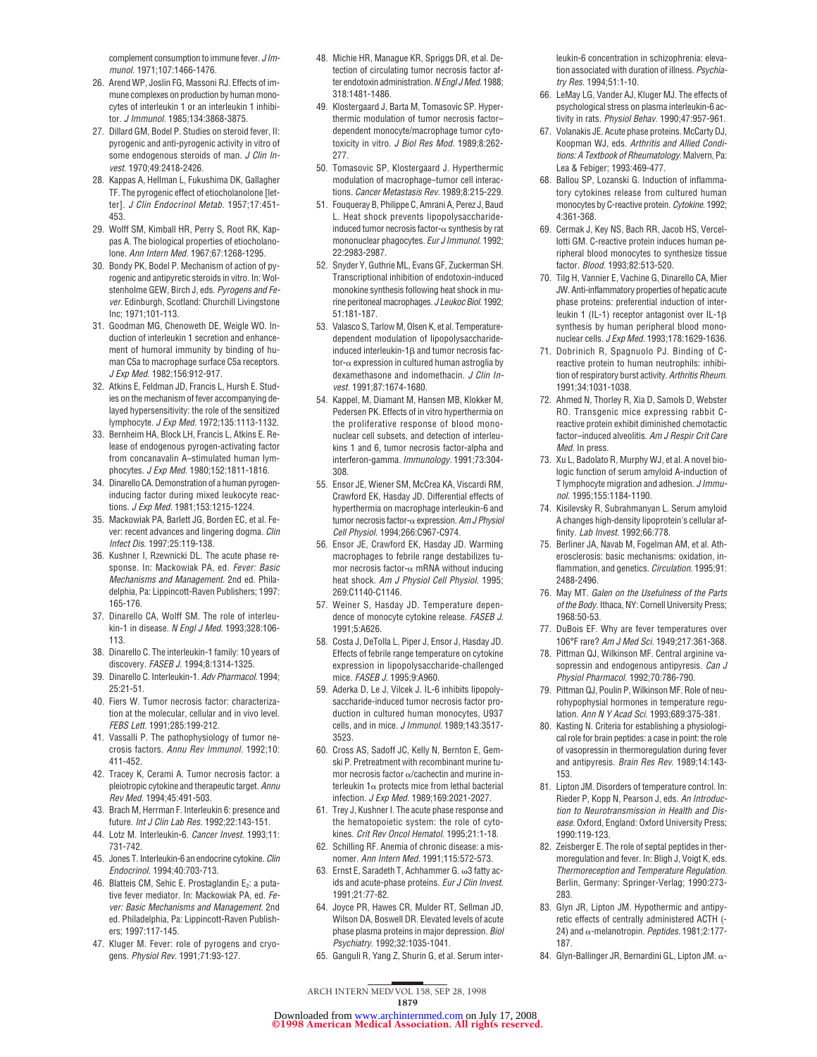complement consumption to immune fever. *J Immunol.* 1971;107:1466-1476.

26. Arend WP, Joslin FG, Massoni RJ. Effects of immune complexes on production by human monocytes of interleukin 1 or an interleukin 1 inhibitor. *J Immunol.* 1985;134:3868-3875.
27. Dillard GM, Bodel P. Studies on steroid fever, II: pyrogenic and anti-pyrogenic activity in vitro of some endogenous steroids of man. *J Clin Invest.* 1970;49:2418-2426.
28. Kappas A, Hellman L, Fukushima DK, Gallagher TF. The pyrogenic effect of etiocholanolone [letter]. *J Clin Endocrinol Metab.* 1957;17:451-453.
29. Wolff SM, Kimball HR, Perry S, Root RK, Kappas A. The biological properties of etiocholanolone. *Ann Intern Med.* 1967;67:1268-1295.
30. Bondy PK, Bodel P. Mechanism of action of pyrogenic and antipyretic steroids in vitro. In: Wolstenholme GEW, Birch J, eds. *Pyrogens and Fever.* Edinburgh, Scotland: Churchill Livingstone Inc; 1971;101-113.
31. Goodman MG, Chenoweth DE, Weigle WO. Induction of interleukin 1 secretion and enhancement of humoral immunity by binding of human C5a to macrophage surface C5a receptors. *J Exp Med.* 1982;156:912-917.
32. Atkins E, Feldman JD, Francis L, Hursh E. Studies on the mechanism of fever accompanying delayed hypersensitivity: the role of the sensitized lymphocyte. *J Exp Med.* 1972;135:1113-1132.
33. Bernheim HA, Block LH, Francis L, Atkins E. Release of endogenous pyrogen-activating factor from concanavalin A–stimulated human lymphocytes. *J Exp Med.* 1980;152:1811-1816.
34. Dinarello CA. Demonstration of a human pyrogen-inducing factor during mixed leukocyte reactions. *J Exp Med.* 1981;153:1215-1224.
35. Mackowiak PA, Barlett JG, Borden EC, et al. Fever: recent advances and lingering dogma. *Clin Infect Dis.* 1997;25:119-138.
36. Kushner I, Rzewnicki DL. The acute phase response. In: Mackowiak PA, ed. *Fever: Basic Mechanisms and Management.* 2nd ed. Philadelphia, Pa: Lippincott-Raven Publishers; 1997:165-176.
37. Dinarello CA, Wolff SM. The role of interleukin-1 in disease. *N Engl J Med.* 1993;328:106-113.
38. Dinarello C. The interleukin-1 family: 10 years of discovery. *FASEB J.* 1994;8:1314-1325.
39. Dinarello C. Interleukin-1. *Adv Pharmacol.* 1994;25:21-51.
40. Fiers W. Tumor necrosis factor: characterization at the molecular, cellular and in vivo level. *FEBS Lett.* 1991;285:199-212.
41. Vassalli P. The pathophysiology of tumor necrosis factors. *Annu Rev Immunol.* 1992;10:411-452.
42. Tracey K, Cerami A. Tumor necrosis factor: a pleiotropic cytokine and therapeutic target. *Annu Rev Med.* 1994;45:491-503.
43. Brach M, Herrman F. Interleukin 6: presence and future. *Int J Clin Lab Res.* 1992;22:143-151.
44. Lotz M. Interleukin-6. *Cancer Invest.* 1993;11:731-742.
45. Jones T. Interleukin-6 an endocrine cytokine. *Clin Endocrinol.* 1994;40:703-713.
46. Blatteis CM, Sehic E. Prostaglandin $E_2$: a putative fever mediator. In: Mackowiak PA, ed. *Fever: Basic Mechanisms and Management.* 2nd ed. Philadelphia, Pa: Lippincott-Raven Publishers; 1997:117-145.
47. Kluger M. Fever: role of pyrogens and cryogens. *Physiol Rev.* 1991;71:93-127.
48. Michie HR, Manague KR, Spriggs DR, et al. Detection of circulating tumor necrosis factor after endotoxin administration. *N Engl J Med.* 1988;318:1481-1486.
49. Klostergaard J, Barta M, Tomasovic SP. Hyperthermic modulation of tumor necrosis factor–dependent monocyte/macrophage tumor cytotoxicity in vitro. *J Biol Res Mod.* 1989;8:262-277.
50. Tomasovic SP, Klostergaard J. Hyperthermic modulation of macrophage–tumor cell interactions. *Cancer Metastasis Rev.* 1989;8:215-229.
51. Fouqueray B, Philippe C, Amrani A, Perez J, Baud L. Heat shock prevents lipopolysaccharide-induced tumor necrosis factor-$\alpha$ synthesis by rat mononuclear phagocytes. *Eur J Immunol.* 1992;22:2983-2987.
52. Snyder Y, Guthrie ML, Evans GF, Zuckerman SH. Transcriptional inhibition of endotoxin-induced monokine synthesis following heat shock in murine peritoneal macrophages. *J Leukoc Biol.* 1992;51:181-187.
53. Valasco S, Tarlow M, Olsen K, et al. Temperature-dependent modulation of lipopolysaccharide-induced interleukin-1$\beta$ and tumor necrosis factor-$\alpha$ expression in cultured human astroglia by dexamethasone and indomethacin. *J Clin Invest.* 1991;87:1674-1680.
54. Kappel, M, Diamant M, Hansen MB, Klokker M, Pedersen PK. Effects of in vitro hyperthermia on the proliferative response of blood mononuclear cell subsets, and detection of interleukins 1 and 6, tumor necrosis factor-alpha and interferon-gamma. *Immunology.* 1991;73:304-308.
55. Ensor JE, Wiener SM, McCrea KA, Viscardi RM, Crawford EK, Hasday JD. Differential effects of hyperthermia on macrophage interleukin-6 and tumor necrosis factor-$\alpha$ expression. *Am J Physiol Cell Physiol.* 1994;266:C967-C974.
56. Ensor JE, Crawford EK, Hasday JD. Warming macrophages to febrile range destabilizes tumor necrosis factor-$\alpha$ mRNA without inducing heat shock. *Am J Physiol Cell Physiol.* 1995;269:C1140-C1146.
57. Weiner S, Hasday JD. Temperature dependence of monocyte cytokine release. *FASEB J.* 1991;5:A626.
58. Costa J, DeTolla L, Piper J, Ensor J, Hasday JD. Effects of febrile range temperature on cytokine expression in lipopolysaccharide-challenged mice. *FASEB J.* 1995;9:A960.
59. Aderka D, Le J, Vilcek J. IL-6 inhibits lipopolysaccharide-induced tumor necrosis factor production in cultured human monocytes, U937 cells, and in mice. *J Immunol.* 1989;143:3517-3523.
60. Cross AS, Sadoff JC, Kelly N, Bernton E, Gemski P. Pretreatment with recombinant murine tumor necrosis factor $\alpha$/cachectin and murine interleukin 1$\alpha$ protects mice from lethal bacterial infection. *J Exp Med.* 1989;169:2021-2027.
61. Trey J, Kushner I. The acute phase response and the hematopoietic system: the role of cytokines. *Crit Rev Oncol Hematol.* 1995;21:1-18.
62. Schilling RF. Anemia of chronic disease: a misnomer. *Ann Intern Med.* 1991;115:572-573.
63. Ernst E, Saradeth T, Achhammer G. ω3 fatty acids and acute-phase proteins. *Eur J Clin Invest.* 1991;21:77-82.
64. Joyce PR, Hawes CR, Mulder RT, Sellman JD, Wilson DA, Boswell DR. Elevated levels of acute phase plasma proteins in major depression. *Biol Psychiatry.* 1992;32:1035-1041.
65. Ganguli R, Yang Z, Shurin G, et al. Serum interleukin-6 concentration in schizophrenia: elevation associated with duration of illness. *Psychiatry Res.* 1994;51:1-10.
66. LeMay LG, Vander AJ, Kluger MJ. The effects of psychological stress on plasma interleukin-6 activity in rats. *Physiol Behav.* 1990;47:957-961.
67. Volanakis JE. Acute phase proteins. McCarty DJ, Koopman WJ, eds. *Arthritis and Allied Conditions: A Textbook of Rheumatology.* Malvern, Pa: Lea & Febiger; 1993:469-477.
68. Ballou SP, Lozanski G. Induction of inflammatory cytokines release from cultured human monocytes by C-reactive protein. *Cytokine.* 1992;4:361-368.
69. Cermak J, Key NS, Bach RR, Jacob HS, Vercellotti GM. C-reactive protein induces human peripheral blood monocytes to synthesize tissue factor. *Blood.* 1993;82:513-520.
70. Tilg H, Vannier E, Vachine G, Dinarello CA, Mier JW. Anti-inflammatory properties of hepatic acute phase proteins: preferential induction of interleukin 1 (IL-1) receptor antagonist over IL-1$\beta$ synthesis by human peripheral blood mononuclear cells. *J Exp Med.* 1993;178:1629-1636.
71. Dobrinich R, Spagnuolo PJ. Binding of C-reactive protein to human neutrophils: inhibition of respiratory burst activity. *Arthritis Rheum.* 1991;34:1031-1038.
72. Ahmed N, Thorley R, Xia D, Samols D, Webster RO. Transgenic mice expressing rabbit C-reactive protein exhibit diminished chemotactic factor–induced alveolitis. *Am J Respir Crit Care Med.* In press.
73. Xu L, Badolato R, Murphy WJ, et al. A novel biologic function of serum amyloid A-induction of T lymphocyte migration and adhesion. *J Immunol.* 1995;155:1184-1190.
74. Kisilevsky R, Subrahmanyan L. Serum amyloid A changes high-density lipoprotein's cellular affinity. *Lab Invest.* 1992;66:778.
75. Berliner JA, Navab M, Fogelman AM, et al. Atherosclerosis: basic mechanisms: oxidation, inflammation, and genetics. *Circulation.* 1995;91:2488-2496.
76. May MT. *Galen on the Usefulness of the Parts of the Body.* Ithaca, NY: Cornell University Press; 1968:50-53.
77. DuBois EF. Why are fever temperatures over 106°F rare? *Am J Med Sci.* 1949;217:361-368.
78. Pittman QJ, Wilkinson MF. Central arginine vasopressin and endogenous antipyresis. *Can J Physiol Pharmacol.* 1992;70:786-790.
79. Pittman QJ, Poulin P, Wilkinson MF. Role of neurohypophysial hormones in temperature regulation. *Ann N Y Acad Sci.* 1993;689:375-381.
80. Kasting N. Criteria for establishing a physiological role for brain peptides: a case in point: the role of vasopressin in thermoregulation during fever and antipyresis. *Brain Res Rev.* 1989;14:143-153.
81. Lipton JM. Disorders of temperature control. In: Rieder P, Kopp N, Pearson J, eds. *An Introduction to Neurotransmission in Health and Disease.* Oxford, England: Oxford University Press; 1990:119-123.
82. Zeisberger E. The role of septal peptides in thermoregulation and fever. In: Bligh J, Voigt K, eds. *Thermoreception and Temperature Regulation.* Berlin, Germany: Springer-Verlag; 1990:273-283.
83. Glyn JR, Lipton JM. Hypothermic and antipyretic effects of centrally administered ACTH (-24) and $\alpha$-melanotropin. *Peptides.* 1981;2:177-187.
84. Glyn-Ballinger JR, Bernardini GL, Lipton JM. $\alpha$-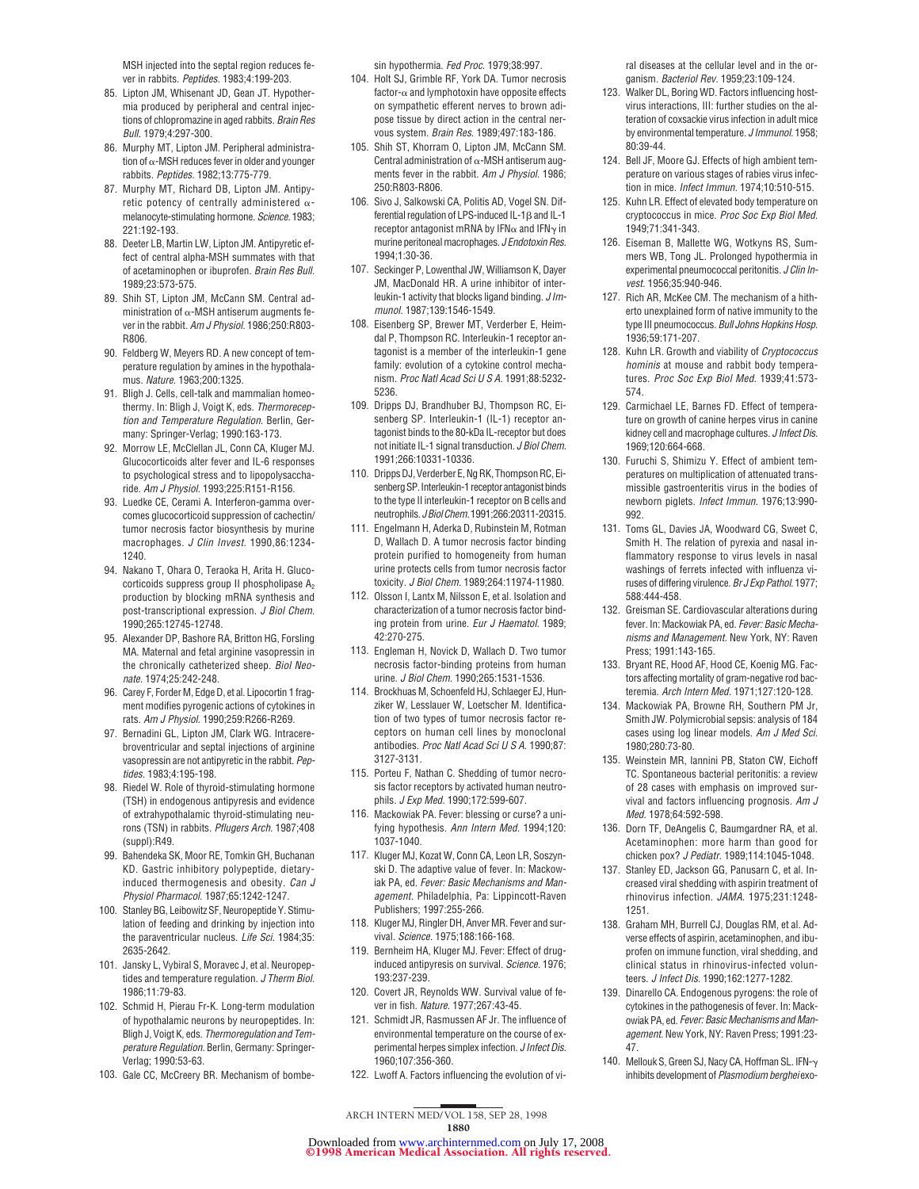MSH injected into the septal region reduces fever in rabbits. *Peptides*. 1983;4:199-203.

85. Lipton JM, Whisenant JD, Gean JT. Hypothermia produced by peripheral and central injections of chlopromazine in aged rabbits. *Brain Res Bull*. 1979;4:297-300.
86. Murphy MT, Lipton JM. Peripheral administration of α-MSH reduces fever in older and younger rabbits. *Peptides*. 1982;13:775-779.
87. Murphy MT, Richard DB, Lipton JM. Antipyretic potency of centrally administered α-melanocyte-stimulating hormone. *Science*. 1983; 221:192-193.
88. Deeter LB, Martin LW, Lipton JM. Antipyretic effect of central alpha-MSH summates with that of acetaminophen or ibuprofen. *Brain Res Bull*. 1989;23:573-575.
89. Shih ST, Lipton JM, McCann SM. Central administration of α-MSH antiserum augments fever in the rabbit. *Am J Physiol*. 1986;250:R803-R806.
90. Feldberg W, Meyers RD. A new concept of temperature regulation by amines in the hypothalamus. *Nature*. 1963;200:1325.
91. Bligh J. Cells, cell-talk and mammalian homeothermy. In: Bligh J, Voigt K, eds. *Thermoreception and Temperature Regulation*. Berlin, Germany: Springer-Verlag; 1990:163-173.
92. Morrow LE, McClellan JL, Conn CA, Kluger MJ. Glucocorticoids alter fever and IL-6 responses to psychological stress and to lipopolysaccharide. *Am J Physiol*. 1993;225:R151-R156.
93. Luedke CE, Cerami A. Interferon-gamma overcomes glucocorticoid suppression of cachectin/tumor necrosis factor biosynthesis by murine macrophages. *J Clin Invest*. 1990,86:1234-1240.
94. Nakano T, Ohara O, Teraoka H, Arita H. Glucocorticoids suppress group II phospholipase $A_2$ production by blocking mRNA synthesis and post-transcriptional expression. *J Biol Chem*. 1990;265:12745-12748.
95. Alexander DP, Bashore RA, Britton HG, Forsling MA. Maternal and fetal arginine vasopressin in the chronically catheterized sheep. *Biol Neonate*. 1974;25:242-248.
96. Carey F, Forder M, Edge D, et al. Lipocortin 1 fragment modifies pyrogenic actions of cytokines in rats. *Am J Physiol*. 1990;259:R266-R269.
97. Bernadini GL, Lipton JM, Clark WG. Intracerebroventricular and septal injections of arginine vasopressin are not antipyretic in the rabbit. *Peptides*. 1983;4:195-198.
98. Riedel W. Role of thyroid-stimulating hormone (TSH) in endogenous antipyresis and evidence of extrahypothalamic thyroid-stimulating neurons (TSN) in rabbits. *Pflugers Arch*. 1987;408 (suppl):R49.
99. Bahendeka SK, Moor RE, Tomkin GH, Buchanan KD. Gastric inhibitory polypeptide, dietary-induced thermogenesis and obesity. *Can J Physiol Pharmacol*. 1987;65:1242-1247.
100. Stanley BG, Leibowitz SF, Neuropeptide Y. Stimulation of feeding and drinking by injection into the paraventricular nucleus. *Life Sci*. 1984;35: 2635-2642.
101. Jansky L, Vybiral S, Moravec J, et al. Neuropeptides and temperature regulation. *J Therm Biol*. 1986;11:79-83.
102. Schmid H, Pierau Fr-K. Long-term modulation of hypothalamic neurons by neuropeptides. In: Bligh J, Voigt K, eds. *Thermoregulation and Temperature Regulation*. Berlin, Germany: Springer-Verlag; 1990:53-63.
103. Gale CC, McCreery BR. Mechanism of bombesin hypothermia. *Fed Proc*. 1979;38:997.
104. Holt SJ, Grimble RF, York DA. Tumor necrosis factor-α and lymphotoxin have opposite effects on sympathetic efferent nerves to brown adipose tissue by direct action in the central nervous system. *Brain Res*. 1989;497:183-186.
105. Shih ST, Khorram O, Lipton JM, McCann SM. Central administration of α-MSH antiserum augments fever in the rabbit. *Am J Physiol*. 1986; 250:R803-R806.
106. Sivo J, Salkowski CA, Politis AD, Vogel SN. Differential regulation of LPS-induced IL-1β and IL-1 receptor antagonist mRNA by IFNα and IFNγ in murine peritoneal macrophages. *J Endotoxin Res*. 1994;1:30-36.
107. Seckinger P, Lowenthal JW, Williamson K, Dayer JM, MacDonald HR. A urine inhibitor of interleukin-1 activity that blocks ligand binding. *J Immunol*. 1987;139:1546-1549.
108. Eisenberg SP, Brewer MT, Verderber E, Heimdal P, Thompson RC. Interleukin-1 receptor antagonist is a member of the interleukin-1 gene family: evolution of a cytokine control mechanism. *Proc Natl Acad Sci U S A*. 1991;88:5232-5236.
109. Dripps DJ, Brandhuber BJ, Thompson RC, Eisenberg SP. Interleukin-1 (IL-1) receptor antagonist binds to the 80-kDa IL-receptor but does not initiate IL-1 signal transduction. *J Biol Chem*. 1991;266:10331-10336.
110. Dripps DJ, Verderber E, Ng RK, Thompson RC, Eisenberg SP. Interleukin-1 receptor antagonist binds to the type II interleukin-1 receptor on B cells and neutrophils. *J Biol Chem*. 1991;266:20311-20315.
111. Engelmann H, Aderka D, Rubinstein M, Rotman D, Wallach D. A tumor necrosis factor binding protein purified to homogeneity from human urine protects cells from tumor necrosis factor toxicity. *J Biol Chem*. 1989;264:11974-11980.
112. Olsson I, Lantx M, Nilsson E, et al. Isolation and characterization of a tumor necrosis factor binding protein from urine. *Eur J Haematol*. 1989; 42:270-275.
113. Engleman H, Novick D, Wallach D. Two tumor necrosis factor-binding proteins from human urine. *J Biol Chem*. 1990;265:1531-1536.
114. Brockhuas M, Schoenfeld HJ, Schlaeger EJ, Hunziker W, Lesslauer W, Loetscher M. Identification of two types of tumor necrosis factor receptors on human cell lines by monoclonal antibodies. *Proc Natl Acad Sci U S A*. 1990;87: 3127-3131.
115. Porteu F, Nathan C. Shedding of tumor necrosis factor receptors by activated human neutrophils. *J Exp Med*. 1990;172:599-607.
116. Mackowiak PA. Fever: blessing or curse? a unifying hypothesis. *Ann Intern Med*. 1994;120: 1037-1040.
117. Kluger MJ, Kozat W, Conn CA, Leon LR, Soszynski D. The adaptive value of fever. In: Mackowiak PA, ed. *Fever: Basic Mechanisms and Management*. Philadelphia, Pa: Lippincott-Raven Publishers; 1997:255-266.
118. Kluger MJ, Ringler DH, Anver MR. Fever and survival. *Science*. 1975;188:166-168.
119. Bernheim HA, Kluger MJ. Fever: Effect of drug-induced antipyresis on survival. *Science*. 1976; 193:237-239.
120. Covert JR, Reynolds WW. Survival value of fever in fish. *Nature*. 1977;267:43-45.
121. Schmidt JR, Rasmussen AF Jr. The influence of environmental temperature on the course of experimental herpes simplex infection. *J Infect Dis*. 1960;107:356-360.
122. Lwoff A. Factors influencing the evolution of viral diseases at the cellular level and in the organism. *Bacteriol Rev*. 1959;23:109-124.
123. Walker DL, Boring WD. Factors influencing host-virus interactions, III: further studies on the alteration of coxsackie virus infection in adult mice by environmental temperature. *J Immunol*. 1958; 80:39-44.
124. Bell JF, Moore GJ. Effects of high ambient temperature on various stages of rabies virus infection in mice. *Infect Immun*. 1974;10:510-515.
125. Kuhn LR. Effect of elevated body temperature on cryptococcus in mice. *Proc Soc Exp Biol Med*. 1949;71:341-343.
126. Eiseman B, Mallette WG, Wotkyns RS, Summers WB, Tong JL. Prolonged hypothermia in experimental pneumococcal peritonitis. *J Clin Invest*. 1956;35:940-946.
127. Rich AR, McKee CM. The mechanism of a hitherto unexplained form of native immunity to the type III pneumococcus. *Bull Johns Hopkins Hosp*. 1936;59:171-207.
128. Kuhn LR. Growth and viability of *Cryptococcus hominis* at mouse and rabbit body temperatures. *Proc Soc Exp Biol Med*. 1939;41:573-574.
129. Carmichael LE, Barnes FD. Effect of temperature on growth of canine herpes virus in canine kidney cell and macrophage cultures. *J Infect Dis*. 1969;120:664-668.
130. Furuchi S, Shimizu Y. Effect of ambient temperatures on multiplication of attenuated transmissible gastroenteritis virus in the bodies of newborn piglets. *Infect Immun*. 1976;13:990-992.
131. Toms GL, Davies JA, Woodward CG, Sweet C, Smith H. The relation of pyrexia and nasal inflammatory response to virus levels in nasal washings of ferrets infected with influenza viruses of differing virulence. *Br J Exp Pathol*. 1977; 588:444-458.
132. Greisman SE. Cardiovascular alterations during fever. In: Mackowiak PA, ed. *Fever: Basic Mechanisms and Management*. New York, NY: Raven Press; 1991:143-165.
133. Bryant RE, Hood AF, Hood CE, Koenig MG. Factors affecting mortality of gram-negative rod bacteremia. *Arch Intern Med*. 1971;127:120-128.
134. Mackowiak PA, Browne RH, Southern PM Jr, Smith JW. Polymicrobial sepsis: analysis of 184 cases using log linear models. *Am J Med Sci*. 1980;280:73-80.
135. Weinstein MR, Iannini PB, Staton CW, Eichoff TC. Spontaneous bacterial peritonitis: a review of 28 cases with emphasis on improved survival and factors influencing prognosis. *Am J Med*. 1978;64:592-598.
136. Dorn TF, DeAngelis C, Baumgardner RA, et al. Acetaminophen: more harm than good for chicken pox? *J Pediatr*. 1989;114:1045-1048.
137. Stanley ED, Jackson GG, Panusarn C, et al. Increased viral shedding with aspirin treatment of rhinovirus infection. *JAMA*. 1975;231:1248-1251.
138. Graham MH, Burrell CJ, Douglas RM, et al. Adverse effects of aspirin, acetaminophen, and ibuprofen on immune function, viral shedding, and clinical status in rhinovirus-infected volunteers. *J Infect Dis*. 1990;162:1277-1282.
139. Dinarello CA. Endogenous pyrogens: the role of cytokines in the pathogenesis of fever. In: Mackowiak PA, ed. *Fever: Basic Mechanisms and Management*. New York, NY: Raven Press; 1991:23-47.
140. Mellouk S, Green SJ, Nacy CA, Hoffman SL. IFN-γ inhibits development of *Plasmodium berghei* exo-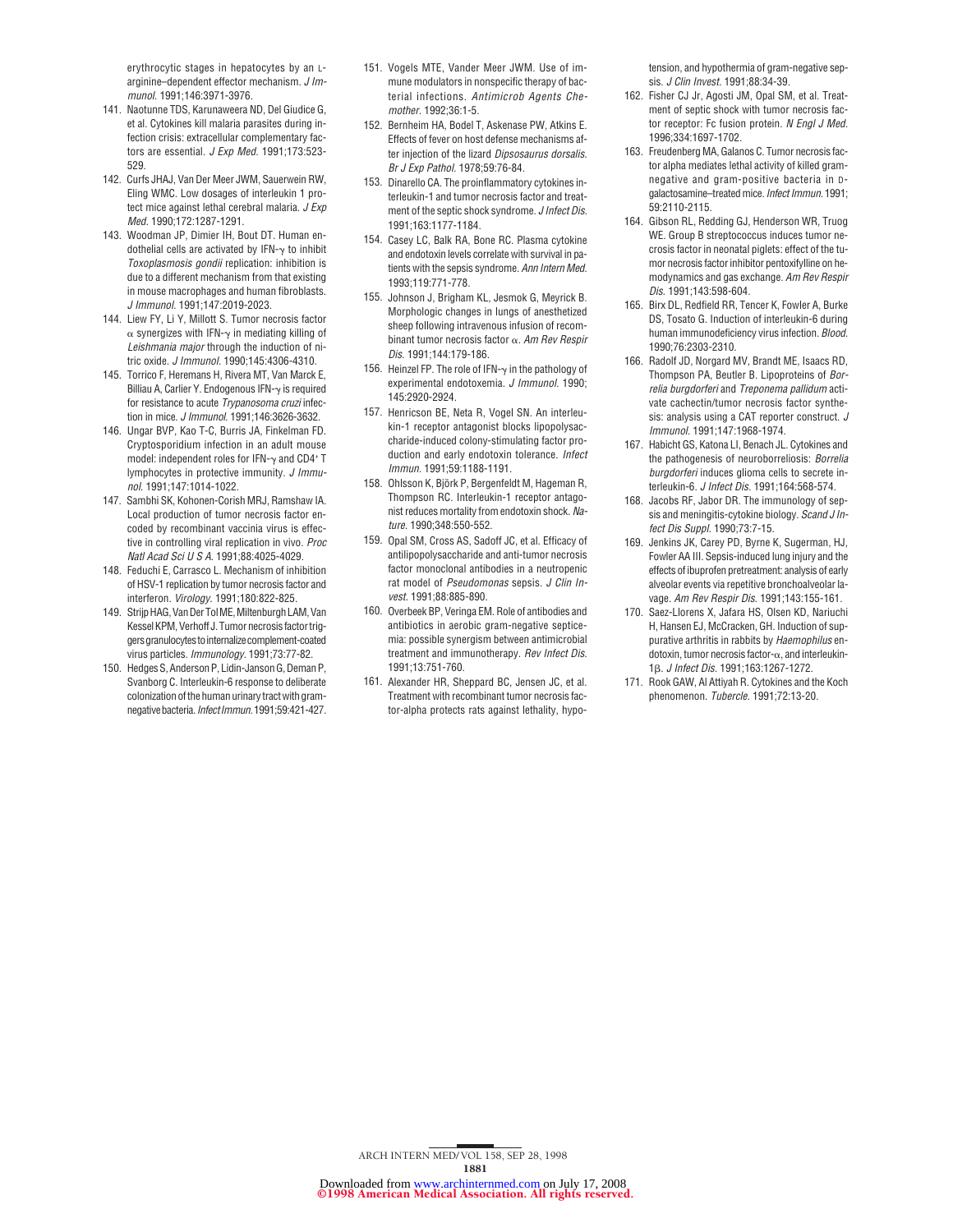erythrocytic stages in hepatocytes by an L-arginine–dependent effector mechanism. *J Immunol.* 1991;146:3971-3976.

141. Naotunne TDS, Karunaweera ND, Del Giudice G, et al. Cytokines kill malaria parasites during infection crisis: extracellular complementary factors are essential. *J Exp Med.* 1991;173:523-529.
142. Curfs JHAJ, Van Der Meer JWM, Sauerwein RW, Eling WMC. Low dosages of interleukin 1 protect mice against lethal cerebral malaria. *J Exp Med.* 1990;172:1287-1291.
143. Woodman JP, Dimier IH, Bout DT. Human endothelial cells are activated by IFN-γ to inhibit *Toxoplasmosis gondii* replication: inhibition is due to a different mechanism from that existing in mouse macrophages and human fibroblasts. *J Immunol.* 1991;147:2019-2023.
144. Liew FY, Li Y, Millott S. Tumor necrosis factor α synergizes with IFN-γ in mediating killing of *Leishmania major* through the induction of nitric oxide. *J Immunol.* 1990;145:4306-4310.
145. Torrico F, Heremans H, Rivera MT, Van Marck E, Billiau A, Carlier Y. Endogenous IFN-γ is required for resistance to acute *Trypanosoma cruzi* infection in mice. *J Immunol.* 1991;146:3626-3632.
146. Ungar BVP, Kao T-C, Burris JA, Finkelman FD. Cryptosporidium infection in an adult mouse model: independent roles for IFN-γ and CD4+ T lymphocytes in protective immunity. *J Immunol.* 1991;147:1014-1022.
147. Sambhi SK, Kohonen-Corish MRJ, Ramshaw IA. Local production of tumor necrosis factor encoded by recombinant vaccinia virus is effective in controlling viral replication in vivo. *Proc Natl Acad Sci U S A.* 1991;88:4025-4029.
148. Feduchi E, Carrasco L. Mechanism of inhibition of HSV-1 replication by tumor necrosis factor and interferon. *Virology.* 1991;180:822-825.
149. Strijp HAG, Van Der Tol ME, Miltenburgh LAM, Van Kessel KPM, Verhoff J. Tumor necrosis factor triggers granulocytes to internalize complement-coated virus particles. *Immunology.* 1991;73:77-82.
150. Hedges S, Anderson P, Lidin-Janson G, Deman P, Svanborg C. Interleukin-6 response to deliberate colonization of the human urinary tract with gram-negative bacteria. *Infect Immun.* 1991;59:421-427.
151. Vogels MTE, Vander Meer JWM. Use of immune modulators in nonspecific therapy of bacterial infections. *Antimicrob Agents Chemother.* 1992;36:1-5.
152. Bernheim HA, Bodel T, Askenase PW, Atkins E. Effects of fever on host defense mechanisms after injection of the lizard *Dipsosaurus dorsalis. Br J Exp Pathol.* 1978;59:76-84.
153. Dinarello CA. The proinflammatory cytokines interleukin-1 and tumor necrosis factor and treatment of the septic shock syndrome. *J Infect Dis.* 1991;163:1177-1184.
154. Casey LC, Balk RA, Bone RC. Plasma cytokine and endotoxin levels correlate with survival in patients with the sepsis syndrome. *Ann Intern Med.* 1993;119:771-778.
155. Johnson J, Brigham KL, Jesmok G, Meyrick B. Morphologic changes in lungs of anesthetized sheep following intravenous infusion of recombinant tumor necrosis factor α. *Am Rev Respir Dis.* 1991;144:179-186.
156. Heinzel FP. The role of IFN-γ in the pathology of experimental endotoxemia. *J Immunol.* 1990;145:2920-2924.
157. Henricson BE, Neta R, Vogel SN. An interleukin-1 receptor antagonist blocks lipopolysaccharide-induced colony-stimulating factor production and early endotoxin tolerance. *Infect Immun.* 1991;59:1188-1191.
158. Ohlsson K, Björk P, Bergenfeldt M, Hageman R, Thompson RC. Interleukin-1 receptor antagonist reduces mortality from endotoxin shock. *Nature.* 1990;348:550-552.
159. Opal SM, Cross AS, Sadoff JC, et al. Efficacy of antilipopolysaccharide and anti-tumor necrosis factor monoclonal antibodies in a neutropenic rat model of *Pseudomonas* sepsis. *J Clin Invest.* 1991;88:885-890.
160. Overbeek BP, Veringa EM. Role of antibodies and antibiotics in aerobic gram-negative septicemia: possible synergism between antimicrobial treatment and immunotherapy. *Rev Infect Dis.* 1991;13:751-760.
161. Alexander HR, Sheppard BC, Jensen JC, et al. Treatment with recombinant tumor necrosis factor-alpha protects rats against lethality, hypotension, and hypothermia of gram-negative sepsis. *J Clin Invest.* 1991;88:34-39.
162. Fisher CJ Jr, Agosti JM, Opal SM, et al. Treatment of septic shock with tumor necrosis factor receptor: Fc fusion protein. *N Engl J Med.* 1996;334:1697-1702.
163. Freudenberg MA, Galanos C. Tumor necrosis factor alpha mediates lethal activity of killed gram-negative and gram-positive bacteria in D-galactosamine–treated mice. *Infect Immun.* 1991;59:2110-2115.
164. Gibson RL, Redding GJ, Henderson WR, Truog WE. Group B streptococcus induces tumor necrosis factor in neonatal piglets: effect of the tumor necrosis factor inhibitor pentoxifylline on hemodynamics and gas exchange. *Am Rev Respir Dis.* 1991;143:598-604.
165. Birx DL, Redfield RR, Tencer K, Fowler A, Burke DS, Tosato G. Induction of interleukin-6 during human immunodeficiency virus infection. *Blood.* 1990;76:2303-2310.
166. Radolf JD, Norgard MV, Brandt ME, Isaacs RD, Thompson PA, Beutler B. Lipoproteins of *Borrelia burgdorferi* and *Treponema pallidum* activate cachectin/tumor necrosis factor synthesis: analysis using a CAT reporter construct. *J Immunol.* 1991;147:1968-1974.
167. Habicht GS, Katona LI, Benach JL. Cytokines and the pathogenesis of neuroborreliosis: *Borrelia burgdorferi* induces glioma cells to secrete interleukin-6. *J Infect Dis.* 1991;164:568-574.
168. Jacobs RF, Jabor DR. The immunology of sepsis and meningitis-cytokine biology. *Scand J Infect Dis Suppl.* 1990;73:7-15.
169. Jenkins JK, Carey PD, Byrne K, Sugerman, HJ, Fowler AA III. Sepsis-induced lung injury and the effects of ibuprofen pretreatment: analysis of early alveolar events via repetitive bronchoalveolar lavage. *Am Rev Respir Dis.* 1991;143:155-161.
170. Saez-Llorens X, Jafara HS, Olsen KD, Nariuchi H, Hansen EJ, McCracken, GH. Induction of suppurative arthritis in rabbits by *Haemophilus* endotoxin, tumor necrosis factor-α, and interleukin-1β. *J Infect Dis.* 1991;163:1267-1272.
171. Rook GAW, Al Attiyah R. Cytokines and the Koch phenomenon. *Tubercle.* 1991;72:13-20.